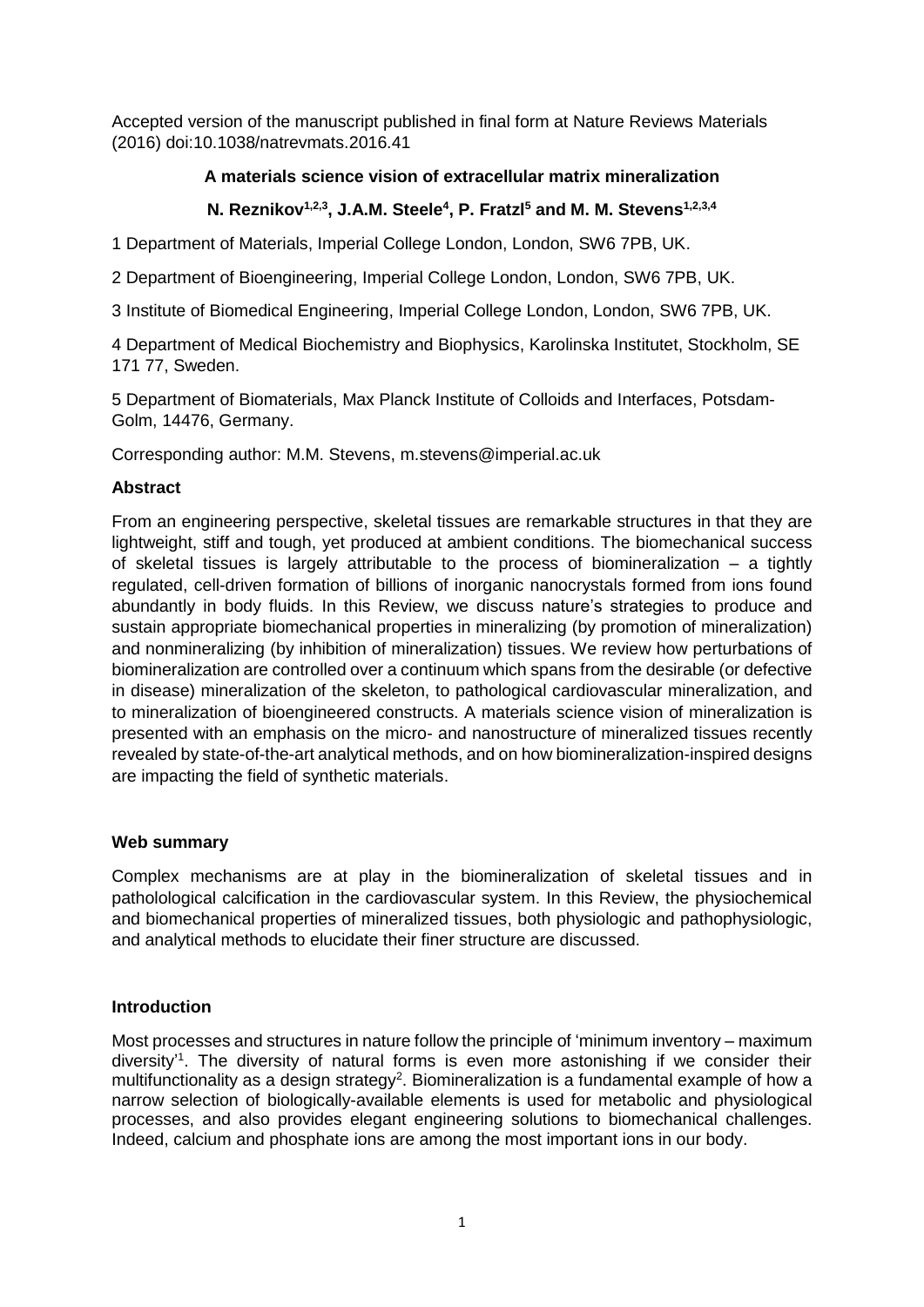Accepted version of the manuscript published in final form at Nature Reviews Materials (2016) doi:10.1038/natrevmats.2016.41

# A materials science vision of extracellular matrix mineralization

**N. Reznikov[1,2,3], J.A.M. Steele[4], P. Fratzl[5] and M. M. Stevens[1,2,3,4]**

1 Department of Materials, Imperial College London, London, SW6 7PB, UK.

2 Department of Bioengineering, Imperial College London, London, SW6 7PB, UK.

3 Institute of Biomedical Engineering, Imperial College London, London, SW6 7PB, UK.

4 Department of Medical Biochemistry and Biophysics, Karolinska Institutet, Stockholm, SE 171 77, Sweden.

5 Department of Biomaterials, Max Planck Institute of Colloids and Interfaces, Potsdam-Golm, 14476, Germany.

Corresponding author: M.M. Stevens, m.stevens@imperial.ac.uk

## Abstract

From an engineering perspective, skeletal tissues are remarkable structures in that they are lightweight, stiff and tough, yet produced at ambient conditions. The biomechanical success of skeletal tissues is largely attributable to the process of biomineralization – a tightly regulated, cell-driven formation of billions of inorganic nanocrystals formed from ions found abundantly in body fluids. In this Review, we discuss nature's strategies to produce and sustain appropriate biomechanical properties in mineralizing (by promotion of mineralization) and nonmineralizing (by inhibition of mineralization) tissues. We review how perturbations of biomineralization are controlled over a continuum which spans from the desirable (or defective in disease) mineralization of the skeleton, to pathological cardiovascular mineralization, and to mineralization of bioengineered constructs. A materials science vision of mineralization is presented with an emphasis on the micro- and nanostructure of mineralized tissues recently revealed by state-of-the-art analytical methods, and on how biomineralization-inspired designs are impacting the field of synthetic materials.

## Web summary

Complex mechanisms are at play in the biomineralization of skeletal tissues and in patholological calcification in the cardiovascular system. In this Review, the physiochemical and biomechanical properties of mineralized tissues, both physiologic and pathophysiologic, and analytical methods to elucidate their finer structure are discussed.

## Introduction

Most processes and structures in nature follow the principle of 'minimum inventory – maximum diversity'[1]. The diversity of natural forms is even more astonishing if we consider their multifunctionality as a design strategy[2]. Biomineralization is a fundamental example of how a narrow selection of biologically-available elements is used for metabolic and physiological processes, and also provides elegant engineering solutions to biomechanical challenges. Indeed, calcium and phosphate ions are among the most important ions in our body.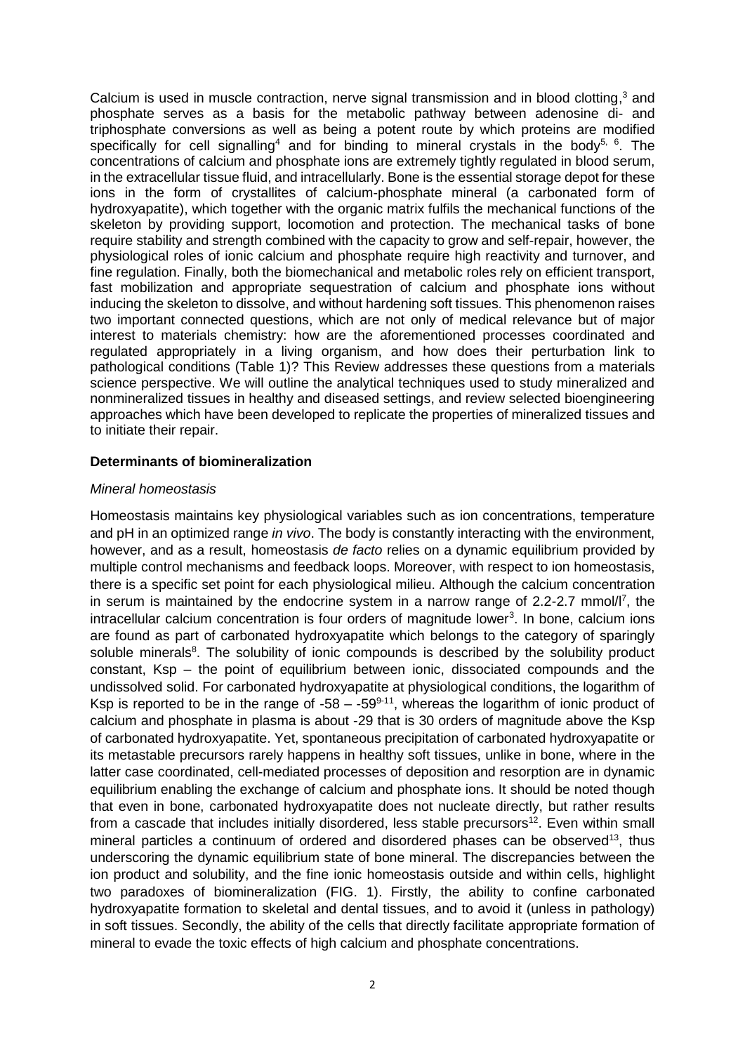Calcium is used in muscle contraction, nerve signal transmission and in blood clotting,[3] and phosphate serves as a basis for the metabolic pathway between adenosine di- and triphosphate conversions as well as being a potent route by which proteins are modified specifically for cell signalling[4] and for binding to mineral crystals in the body[5, 6]. The concentrations of calcium and phosphate ions are extremely tightly regulated in blood serum, in the extracellular tissue fluid, and intracellularly. Bone is the essential storage depot for these ions in the form of crystallites of calcium-phosphate mineral (a carbonated form of hydroxyapatite), which together with the organic matrix fulfils the mechanical functions of the skeleton by providing support, locomotion and protection. The mechanical tasks of bone require stability and strength combined with the capacity to grow and self-repair, however, the physiological roles of ionic calcium and phosphate require high reactivity and turnover, and fine regulation. Finally, both the biomechanical and metabolic roles rely on efficient transport, fast mobilization and appropriate sequestration of calcium and phosphate ions without inducing the skeleton to dissolve, and without hardening soft tissues. This phenomenon raises two important connected questions, which are not only of medical relevance but of major interest to materials chemistry: how are the aforementioned processes coordinated and regulated appropriately in a living organism, and how does their perturbation link to pathological conditions (Table 1)? This Review addresses these questions from a materials science perspective. We will outline the analytical techniques used to study mineralized and nonmineralized tissues in healthy and diseased settings, and review selected bioengineering approaches which have been developed to replicate the properties of mineralized tissues and to initiate their repair.

## Determinants of biomineralization

### *Mineral homeostasis*

Homeostasis maintains key physiological variables such as ion concentrations, temperature and pH in an optimized range *in vivo*. The body is constantly interacting with the environment, however, and as a result, homeostasis *de facto* relies on a dynamic equilibrium provided by multiple control mechanisms and feedback loops. Moreover, with respect to ion homeostasis, there is a specific set point for each physiological milieu. Although the calcium concentration in serum is maintained by the endocrine system in a narrow range of 2.2-2.7 mmol/l[7], the intracellular calcium concentration is four orders of magnitude lower[3]. In bone, calcium ions are found as part of carbonated hydroxyapatite which belongs to the category of sparingly soluble minerals[8]. The solubility of ionic compounds is described by the solubility product constant, Ksp – the point of equilibrium between ionic, dissociated compounds and the undissolved solid. For carbonated hydroxyapatite at physiological conditions, the logarithm of Ksp is reported to be in the range of -58 – -59[9-11], whereas the logarithm of ionic product of calcium and phosphate in plasma is about -29 that is 30 orders of magnitude above the Ksp of carbonated hydroxyapatite. Yet, spontaneous precipitation of carbonated hydroxyapatite or its metastable precursors rarely happens in healthy soft tissues, unlike in bone, where in the latter case coordinated, cell-mediated processes of deposition and resorption are in dynamic equilibrium enabling the exchange of calcium and phosphate ions. It should be noted though that even in bone, carbonated hydroxyapatite does not nucleate directly, but rather results from a cascade that includes initially disordered, less stable precursors[12]. Even within small mineral particles a continuum of ordered and disordered phases can be observed[13], thus underscoring the dynamic equilibrium state of bone mineral. The discrepancies between the ion product and solubility, and the fine ionic homeostasis outside and within cells, highlight two paradoxes of biomineralization (FIG. 1). Firstly, the ability to confine carbonated hydroxyapatite formation to skeletal and dental tissues, and to avoid it (unless in pathology) in soft tissues. Secondly, the ability of the cells that directly facilitate appropriate formation of mineral to evade the toxic effects of high calcium and phosphate concentrations.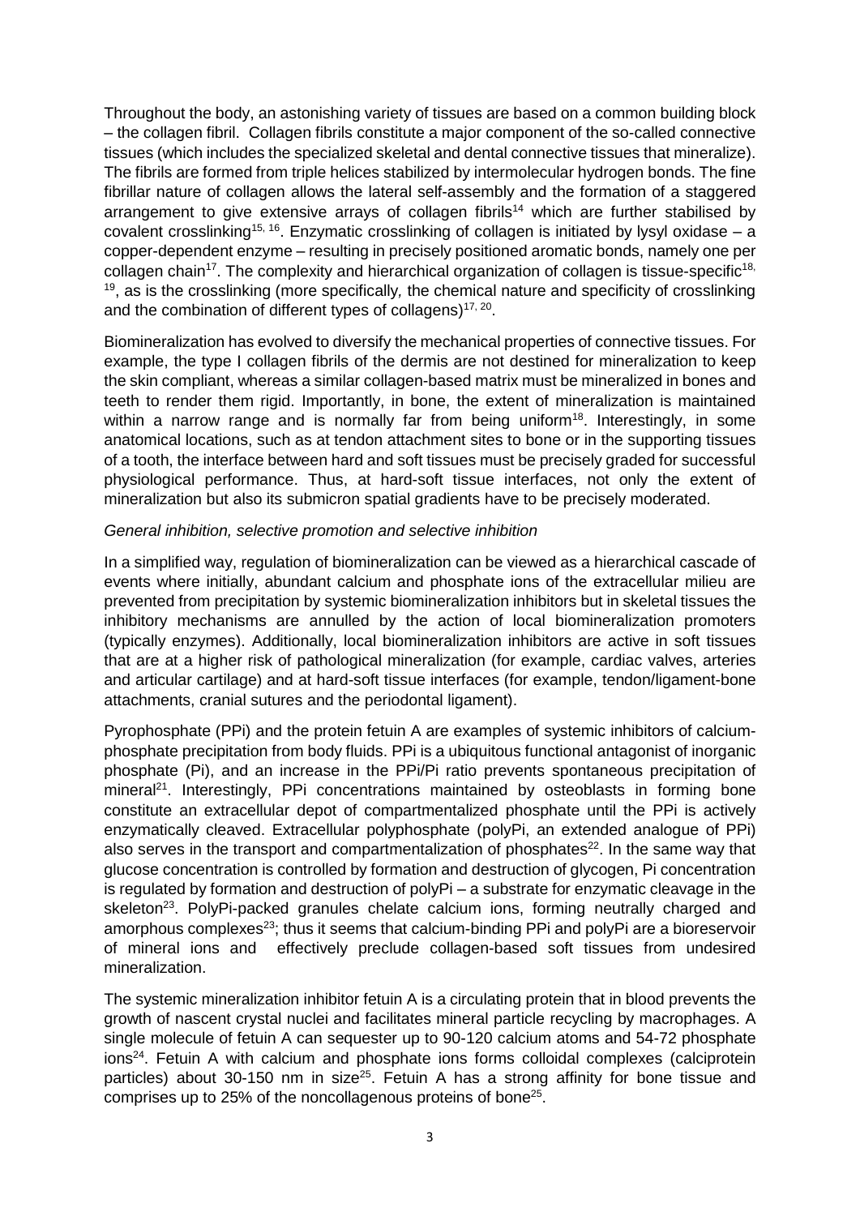Throughout the body, an astonishing variety of tissues are based on a common building block – the collagen fibril. Collagen fibrils constitute a major component of the so-called connective tissues (which includes the specialized skeletal and dental connective tissues that mineralize). The fibrils are formed from triple helices stabilized by intermolecular hydrogen bonds. The fine fibrillar nature of collagen allows the lateral self-assembly and the formation of a staggered arrangement to give extensive arrays of collagen fibrils[14] which are further stabilised by covalent crosslinking[15, 16]. Enzymatic crosslinking of collagen is initiated by lysyl oxidase – a copper-dependent enzyme – resulting in precisely positioned aromatic bonds, namely one per collagen chain[17]. The complexity and hierarchical organization of collagen is tissue-specific[18, 19], as is the crosslinking (more specifically, the chemical nature and specificity of crosslinking and the combination of different types of collagens)[17, 20].

Biomineralization has evolved to diversify the mechanical properties of connective tissues. For example, the type I collagen fibrils of the dermis are not destined for mineralization to keep the skin compliant, whereas a similar collagen-based matrix must be mineralized in bones and teeth to render them rigid. Importantly, in bone, the extent of mineralization is maintained within a narrow range and is normally far from being uniform[18]. Interestingly, in some anatomical locations, such as at tendon attachment sites to bone or in the supporting tissues of a tooth, the interface between hard and soft tissues must be precisely graded for successful physiological performance. Thus, at hard-soft tissue interfaces, not only the extent of mineralization but also its submicron spatial gradients have to be precisely moderated.

*General inhibition, selective promotion and selective inhibition*

In a simplified way, regulation of biomineralization can be viewed as a hierarchical cascade of events where initially, abundant calcium and phosphate ions of the extracellular milieu are prevented from precipitation by systemic biomineralization inhibitors but in skeletal tissues the inhibitory mechanisms are annulled by the action of local biomineralization promoters (typically enzymes). Additionally, local biomineralization inhibitors are active in soft tissues that are at a higher risk of pathological mineralization (for example, cardiac valves, arteries and articular cartilage) and at hard-soft tissue interfaces (for example, tendon/ligament-bone attachments, cranial sutures and the periodontal ligament).

Pyrophosphate (PPi) and the protein fetuin A are examples of systemic inhibitors of calcium-phosphate precipitation from body fluids. PPi is a ubiquitous functional antagonist of inorganic phosphate (Pi), and an increase in the PPi/Pi ratio prevents spontaneous precipitation of mineral[21]. Interestingly, PPi concentrations maintained by osteoblasts in forming bone constitute an extracellular depot of compartmentalized phosphate until the PPi is actively enzymatically cleaved. Extracellular polyphosphate (polyPi, an extended analogue of PPi) also serves in the transport and compartmentalization of phosphates[22]. In the same way that glucose concentration is controlled by formation and destruction of glycogen, Pi concentration is regulated by formation and destruction of polyPi – a substrate for enzymatic cleavage in the skeleton[23]. PolyPi-packed granules chelate calcium ions, forming neutrally charged and amorphous complexes[23]; thus it seems that calcium-binding PPi and polyPi are a bioreservoir of mineral ions and effectively preclude collagen-based soft tissues from undesired mineralization.

The systemic mineralization inhibitor fetuin A is a circulating protein that in blood prevents the growth of nascent crystal nuclei and facilitates mineral particle recycling by macrophages. A single molecule of fetuin A can sequester up to 90-120 calcium atoms and 54-72 phosphate ions[24]. Fetuin A with calcium and phosphate ions forms colloidal complexes (calciprotein particles) about 30-150 nm in size[25]. Fetuin A has a strong affinity for bone tissue and comprises up to 25% of the noncollagenous proteins of bone[25].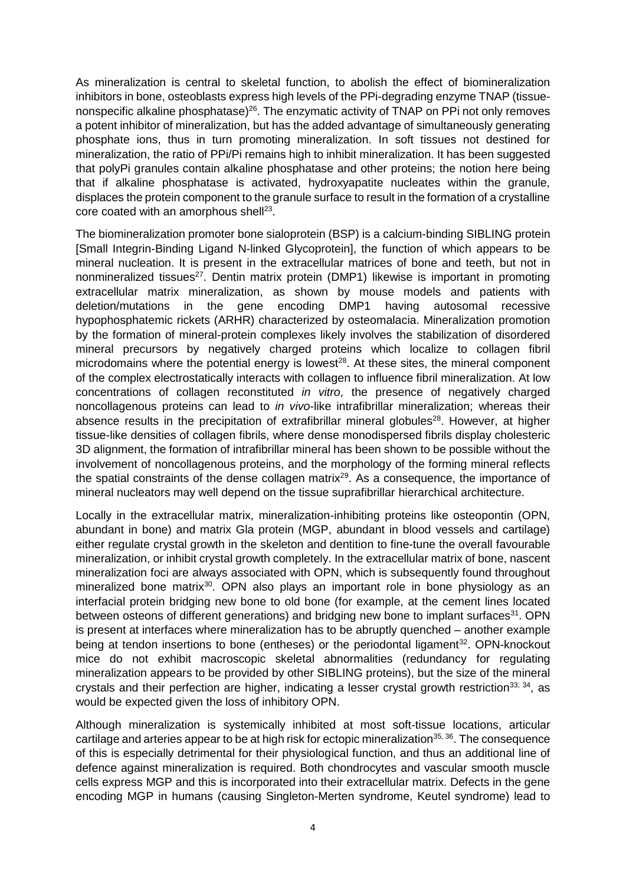As mineralization is central to skeletal function, to abolish the effect of biomineralization inhibitors in bone, osteoblasts express high levels of the PPi-degrading enzyme TNAP (tissue-nonspecific alkaline phosphatase)[26]. The enzymatic activity of TNAP on PPi not only removes a potent inhibitor of mineralization, but has the added advantage of simultaneously generating phosphate ions, thus in turn promoting mineralization. In soft tissues not destined for mineralization, the ratio of PPi/Pi remains high to inhibit mineralization. It has been suggested that polyPi granules contain alkaline phosphatase and other proteins; the notion here being that if alkaline phosphatase is activated, hydroxyapatite nucleates within the granule, displaces the protein component to the granule surface to result in the formation of a crystalline core coated with an amorphous shell[23].

The biomineralization promoter bone sialoprotein (BSP) is a calcium-binding SIBLING protein [Small Integrin-Binding Ligand N-linked Glycoprotein], the function of which appears to be mineral nucleation. It is present in the extracellular matrices of bone and teeth, but not in nonmineralized tissues[27]. Dentin matrix protein (DMP1) likewise is important in promoting extracellular matrix mineralization, as shown by mouse models and patients with deletion/mutations in the gene encoding DMP1 having autosomal recessive hypophosphatemic rickets (ARHR) characterized by osteomalacia. Mineralization promotion by the formation of mineral-protein complexes likely involves the stabilization of disordered mineral precursors by negatively charged proteins which localize to collagen fibril microdomains where the potential energy is lowest[28]. At these sites, the mineral component of the complex electrostatically interacts with collagen to influence fibril mineralization. At low concentrations of collagen reconstituted *in vitro*, the presence of negatively charged noncollagenous proteins can lead to *in vivo*-like intrafibrillar mineralization; whereas their absence results in the precipitation of extrafibrillar mineral globules[28]. However, at higher tissue-like densities of collagen fibrils, where dense monodispersed fibrils display cholesteric 3D alignment, the formation of intrafibrillar mineral has been shown to be possible without the involvement of noncollagenous proteins, and the morphology of the forming mineral reflects the spatial constraints of the dense collagen matrix[29]. As a consequence, the importance of mineral nucleators may well depend on the tissue suprafibrillar hierarchical architecture.

Locally in the extracellular matrix, mineralization-inhibiting proteins like osteopontin (OPN, abundant in bone) and matrix Gla protein (MGP, abundant in blood vessels and cartilage) either regulate crystal growth in the skeleton and dentition to fine-tune the overall favourable mineralization, or inhibit crystal growth completely. In the extracellular matrix of bone, nascent mineralization foci are always associated with OPN, which is subsequently found throughout mineralized bone matrix[30]. OPN also plays an important role in bone physiology as an interfacial protein bridging new bone to old bone (for example, at the cement lines located between osteons of different generations) and bridging new bone to implant surfaces[31]. OPN is present at interfaces where mineralization has to be abruptly quenched – another example being at tendon insertions to bone (entheses) or the periodontal ligament[32]. OPN-knockout mice do not exhibit macroscopic skeletal abnormalities (redundancy for regulating mineralization appears to be provided by other SIBLING proteins), but the size of the mineral crystals and their perfection are higher, indicating a lesser crystal growth restriction[33, 34], as would be expected given the loss of inhibitory OPN.

Although mineralization is systemically inhibited at most soft-tissue locations, articular cartilage and arteries appear to be at high risk for ectopic mineralization[35, 36]. The consequence of this is especially detrimental for their physiological function, and thus an additional line of defence against mineralization is required. Both chondrocytes and vascular smooth muscle cells express MGP and this is incorporated into their extracellular matrix. Defects in the gene encoding MGP in humans (causing Singleton-Merten syndrome, Keutel syndrome) lead to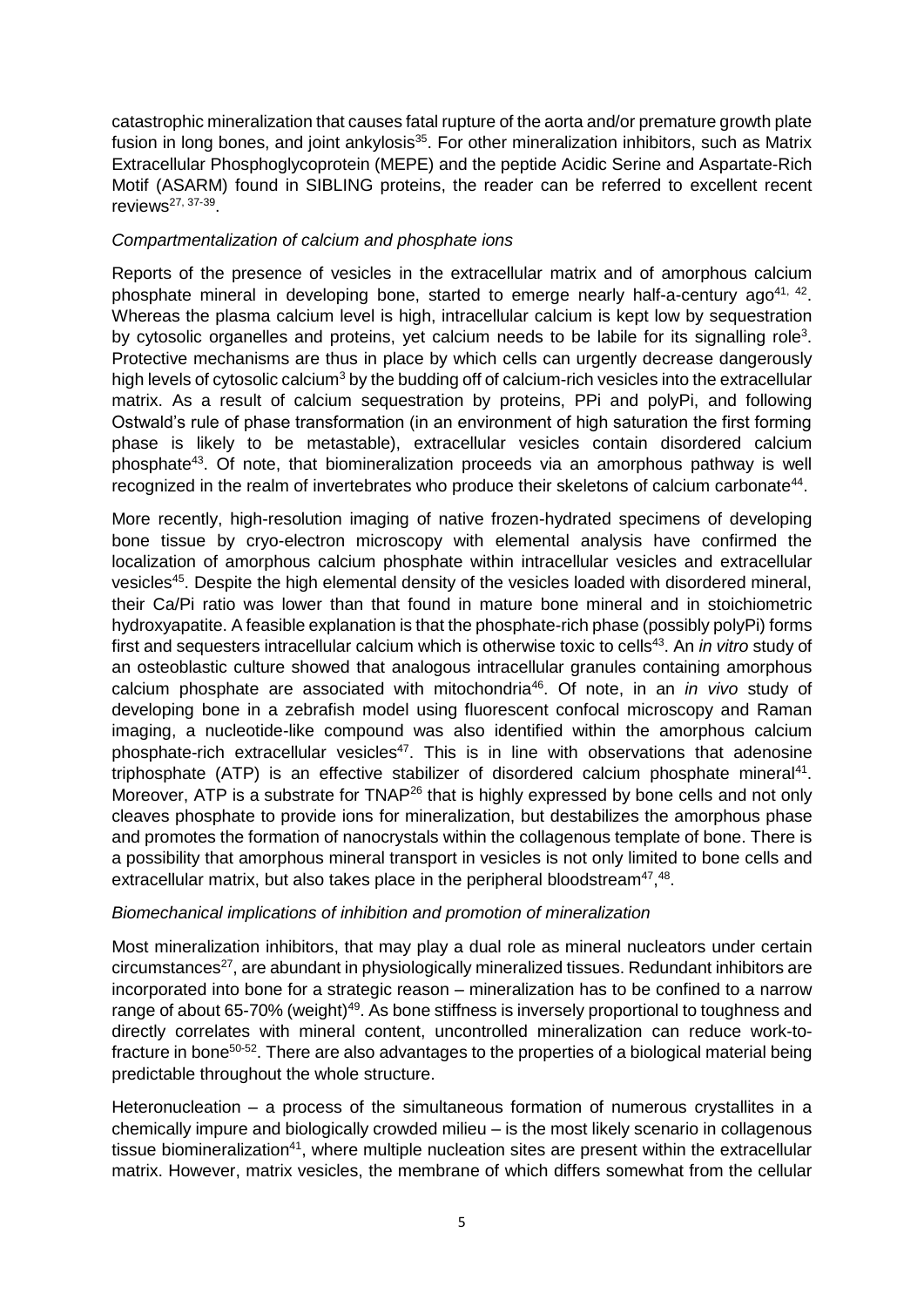catastrophic mineralization that causes fatal rupture of the aorta and/or premature growth plate fusion in long bones, and joint ankylosis[35]. For other mineralization inhibitors, such as Matrix Extracellular Phosphoglycoprotein (MEPE) and the peptide Acidic Serine and Aspartate-Rich Motif (ASARM) found in SIBLING proteins, the reader can be referred to excellent recent reviews[27, 37-39].

*Compartmentalization of calcium and phosphate ions*

Reports of the presence of vesicles in the extracellular matrix and of amorphous calcium phosphate mineral in developing bone, started to emerge nearly half-a-century ago[41, 42]. Whereas the plasma calcium level is high, intracellular calcium is kept low by sequestration by cytosolic organelles and proteins, yet calcium needs to be labile for its signalling role[3]. Protective mechanisms are thus in place by which cells can urgently decrease dangerously high levels of cytosolic calcium[3] by the budding off of calcium-rich vesicles into the extracellular matrix. As a result of calcium sequestration by proteins, PPi and polyPi, and following Ostwald's rule of phase transformation (in an environment of high saturation the first forming phase is likely to be metastable), extracellular vesicles contain disordered calcium phosphate[43]. Of note, that biomineralization proceeds via an amorphous pathway is well recognized in the realm of invertebrates who produce their skeletons of calcium carbonate[44].

More recently, high-resolution imaging of native frozen-hydrated specimens of developing bone tissue by cryo-electron microscopy with elemental analysis have confirmed the localization of amorphous calcium phosphate within intracellular vesicles and extracellular vesicles[45]. Despite the high elemental density of the vesicles loaded with disordered mineral, their Ca/Pi ratio was lower than that found in mature bone mineral and in stoichiometric hydroxyapatite. A feasible explanation is that the phosphate-rich phase (possibly polyPi) forms first and sequesters intracellular calcium which is otherwise toxic to cells[43]. An *in vitro* study of an osteoblastic culture showed that analogous intracellular granules containing amorphous calcium phosphate are associated with mitochondria[46]. Of note, in an *in vivo* study of developing bone in a zebrafish model using fluorescent confocal microscopy and Raman imaging, a nucleotide-like compound was also identified within the amorphous calcium phosphate-rich extracellular vesicles[47]. This is in line with observations that adenosine triphosphate (ATP) is an effective stabilizer of disordered calcium phosphate mineral[41]. Moreover, ATP is a substrate for TNAP[26] that is highly expressed by bone cells and not only cleaves phosphate to provide ions for mineralization, but destabilizes the amorphous phase and promotes the formation of nanocrystals within the collagenous template of bone. There is a possibility that amorphous mineral transport in vesicles is not only limited to bone cells and extracellular matrix, but also takes place in the peripheral bloodstream[47],[48].

*Biomechanical implications of inhibition and promotion of mineralization*

Most mineralization inhibitors, that may play a dual role as mineral nucleators under certain circumstances[27], are abundant in physiologically mineralized tissues. Redundant inhibitors are incorporated into bone for a strategic reason – mineralization has to be confined to a narrow range of about 65-70% (weight)[49]. As bone stiffness is inversely proportional to toughness and directly correlates with mineral content, uncontrolled mineralization can reduce work-to-fracture in bone[50-52]. There are also advantages to the properties of a biological material being predictable throughout the whole structure.

Heteronucleation – a process of the simultaneous formation of numerous crystallites in a chemically impure and biologically crowded milieu – is the most likely scenario in collagenous tissue biomineralization[41], where multiple nucleation sites are present within the extracellular matrix. However, matrix vesicles, the membrane of which differs somewhat from the cellular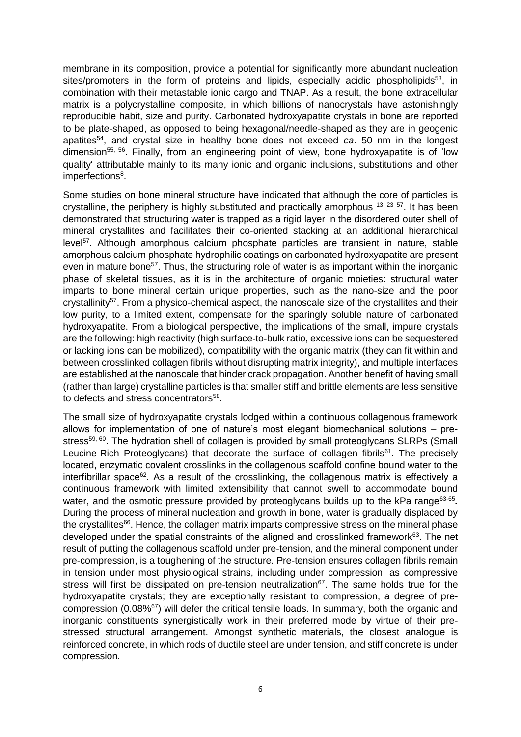membrane in its composition, provide a potential for significantly more abundant nucleation sites/promoters in the form of proteins and lipids, especially acidic phospholipids[53], in combination with their metastable ionic cargo and TNAP. As a result, the bone extracellular matrix is a polycrystalline composite, in which billions of nanocrystals have astonishingly reproducible habit, size and purity. Carbonated hydroxyapatite crystals in bone are reported to be plate-shaped, as opposed to being hexagonal/needle-shaped as they are in geogenic apatites[54], and crystal size in healthy bone does not exceed *ca*. 50 nm in the longest dimension[55, 56]. Finally, from an engineering point of view, bone hydroxyapatite is of 'low quality' attributable mainly to its many ionic and organic inclusions, substitutions and other imperfections[8].

Some studies on bone mineral structure have indicated that although the core of particles is crystalline, the periphery is highly substituted and practically amorphous [13, 23 57]. It has been demonstrated that structuring water is trapped as a rigid layer in the disordered outer shell of mineral crystallites and facilitates their co-oriented stacking at an additional hierarchical level[57]. Although amorphous calcium phosphate particles are transient in nature, stable amorphous calcium phosphate hydrophilic coatings on carbonated hydroxyapatite are present even in mature bone[57]. Thus, the structuring role of water is as important within the inorganic phase of skeletal tissues, as it is in the architecture of organic moieties: structural water imparts to bone mineral certain unique properties, such as the nano-size and the poor crystallinity[57]. From a physico-chemical aspect, the nanoscale size of the crystallites and their low purity, to a limited extent, compensate for the sparingly soluble nature of carbonated hydroxyapatite. From a biological perspective, the implications of the small, impure crystals are the following: high reactivity (high surface-to-bulk ratio, excessive ions can be sequestered or lacking ions can be mobilized), compatibility with the organic matrix (they can fit within and between crosslinked collagen fibrils without disrupting matrix integrity), and multiple interfaces are established at the nanoscale that hinder crack propagation. Another benefit of having small (rather than large) crystalline particles is that smaller stiff and brittle elements are less sensitive to defects and stress concentrators[58].

The small size of hydroxyapatite crystals lodged within a continuous collagenous framework allows for implementation of one of nature's most elegant biomechanical solutions – pre-stress[59, 60]. The hydration shell of collagen is provided by small proteoglycans SLRPs (Small Leucine-Rich Proteoglycans) that decorate the surface of collagen fibrils[61]. The precisely located, enzymatic covalent crosslinks in the collagenous scaffold confine bound water to the interfibrillar space[62]. As a result of the crosslinking, the collagenous matrix is effectively a continuous framework with limited extensibility that cannot swell to accommodate bound water, and the osmotic pressure provided by proteoglycans builds up to the kPa range[63-65]. During the process of mineral nucleation and growth in bone, water is gradually displaced by the crystallites[66]. Hence, the collagen matrix imparts compressive stress on the mineral phase developed under the spatial constraints of the aligned and crosslinked framework[63]. The net result of putting the collagenous scaffold under pre-tension, and the mineral component under pre-compression, is a toughening of the structure. Pre-tension ensures collagen fibrils remain in tension under most physiological strains, including under compression, as compressive stress will first be dissipated on pre-tension neutralization[67]. The same holds true for the hydroxyapatite crystals; they are exceptionally resistant to compression, a degree of pre-compression (0.08%[67]) will defer the critical tensile loads. In summary, both the organic and inorganic constituents synergistically work in their preferred mode by virtue of their pre-stressed structural arrangement. Amongst synthetic materials, the closest analogue is reinforced concrete, in which rods of ductile steel are under tension, and stiff concrete is under compression.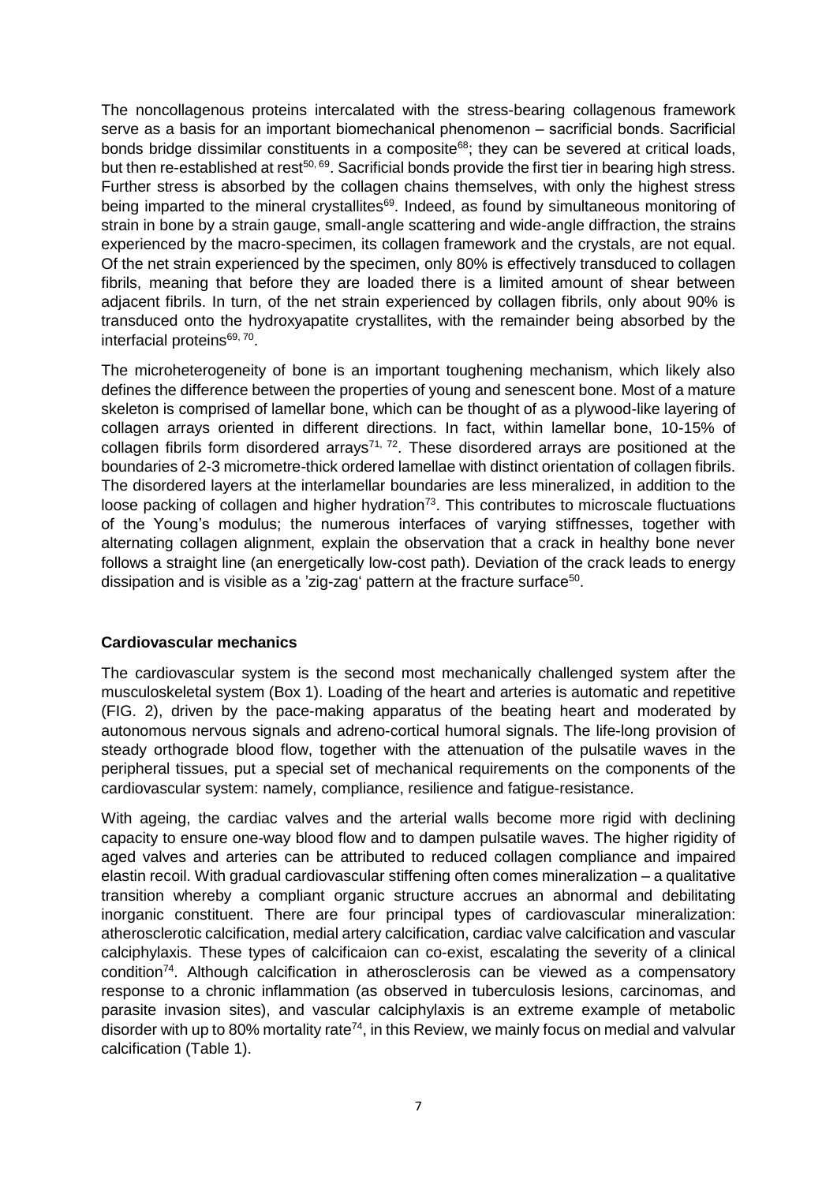The noncollagenous proteins intercalated with the stress-bearing collagenous framework serve as a basis for an important biomechanical phenomenon – sacrificial bonds. Sacrificial bonds bridge dissimilar constituents in a composite[68]; they can be severed at critical loads, but then re-established at rest[50, 69]. Sacrificial bonds provide the first tier in bearing high stress. Further stress is absorbed by the collagen chains themselves, with only the highest stress being imparted to the mineral crystallites[69]. Indeed, as found by simultaneous monitoring of strain in bone by a strain gauge, small-angle scattering and wide-angle diffraction, the strains experienced by the macro-specimen, its collagen framework and the crystals, are not equal. Of the net strain experienced by the specimen, only 80% is effectively transduced to collagen fibrils, meaning that before they are loaded there is a limited amount of shear between adjacent fibrils. In turn, of the net strain experienced by collagen fibrils, only about 90% is transduced onto the hydroxyapatite crystallites, with the remainder being absorbed by the interfacial proteins[69, 70].

The microheterogeneity of bone is an important toughening mechanism, which likely also defines the difference between the properties of young and senescent bone. Most of a mature skeleton is comprised of lamellar bone, which can be thought of as a plywood-like layering of collagen arrays oriented in different directions. In fact, within lamellar bone, 10-15% of collagen fibrils form disordered arrays[71, 72]. These disordered arrays are positioned at the boundaries of 2-3 micrometre-thick ordered lamellae with distinct orientation of collagen fibrils. The disordered layers at the interlamellar boundaries are less mineralized, in addition to the loose packing of collagen and higher hydration[73]. This contributes to microscale fluctuations of the Young's modulus; the numerous interfaces of varying stiffnesses, together with alternating collagen alignment, explain the observation that a crack in healthy bone never follows a straight line (an energetically low-cost path). Deviation of the crack leads to energy dissipation and is visible as a 'zig-zag' pattern at the fracture surface[50].

**Cardiovascular mechanics**

The cardiovascular system is the second most mechanically challenged system after the musculoskeletal system (Box 1). Loading of the heart and arteries is automatic and repetitive (FIG. 2), driven by the pace-making apparatus of the beating heart and moderated by autonomous nervous signals and adreno-cortical humoral signals. The life-long provision of steady orthograde blood flow, together with the attenuation of the pulsatile waves in the peripheral tissues, put a special set of mechanical requirements on the components of the cardiovascular system: namely, compliance, resilience and fatigue-resistance.

With ageing, the cardiac valves and the arterial walls become more rigid with declining capacity to ensure one-way blood flow and to dampen pulsatile waves. The higher rigidity of aged valves and arteries can be attributed to reduced collagen compliance and impaired elastin recoil. With gradual cardiovascular stiffening often comes mineralization – a qualitative transition whereby a compliant organic structure accrues an abnormal and debilitating inorganic constituent. There are four principal types of cardiovascular mineralization: atherosclerotic calcification, medial artery calcification, cardiac valve calcification and vascular calciphylaxis. These types of calcificaion can co-exist, escalating the severity of a clinical condition[74]. Although calcification in atherosclerosis can be viewed as a compensatory response to a chronic inflammation (as observed in tuberculosis lesions, carcinomas, and parasite invasion sites), and vascular calciphylaxis is an extreme example of metabolic disorder with up to 80% mortality rate[74], in this Review, we mainly focus on medial and valvular calcification (Table 1).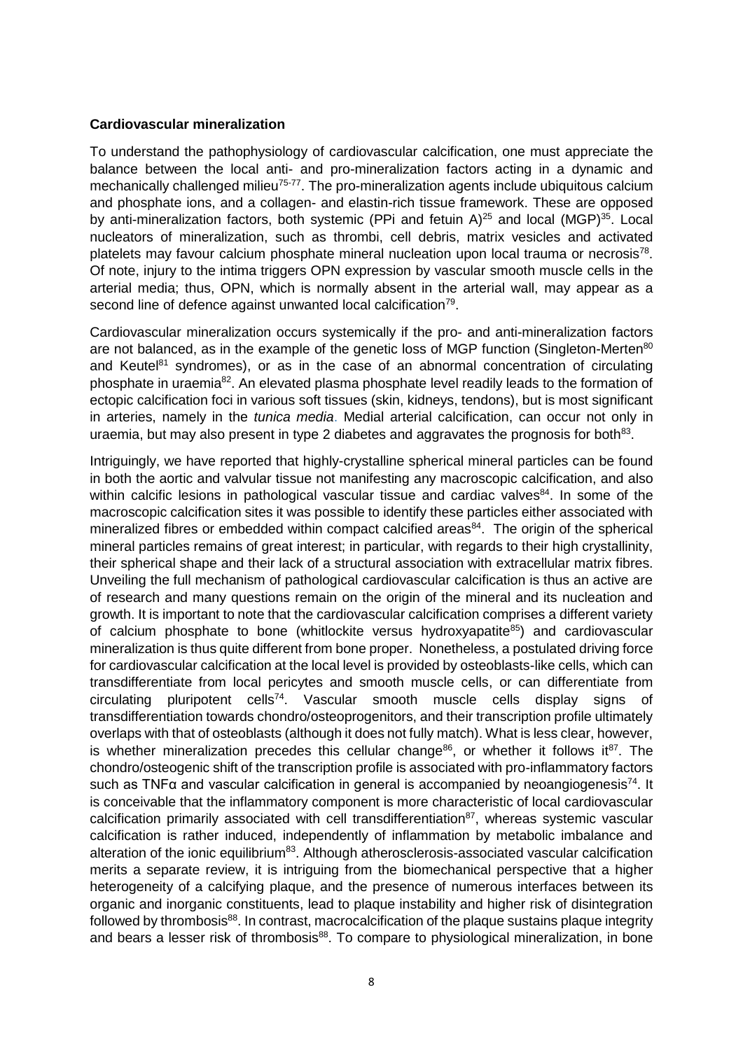**Cardiovascular mineralization**

To understand the pathophysiology of cardiovascular calcification, one must appreciate the balance between the local anti- and pro-mineralization factors acting in a dynamic and mechanically challenged milieu[75-77]. The pro-mineralization agents include ubiquitous calcium and phosphate ions, and a collagen- and elastin-rich tissue framework. These are opposed by anti-mineralization factors, both systemic (PPi and fetuin A)[25] and local (MGP)[35]. Local nucleators of mineralization, such as thrombi, cell debris, matrix vesicles and activated platelets may favour calcium phosphate mineral nucleation upon local trauma or necrosis[78]. Of note, injury to the intima triggers OPN expression by vascular smooth muscle cells in the arterial media; thus, OPN, which is normally absent in the arterial wall, may appear as a second line of defence against unwanted local calcification[79].

Cardiovascular mineralization occurs systemically if the pro- and anti-mineralization factors are not balanced, as in the example of the genetic loss of MGP function (Singleton-Merten[80] and Keutel[81] syndromes), or as in the case of an abnormal concentration of circulating phosphate in uraemia[82]. An elevated plasma phosphate level readily leads to the formation of ectopic calcification foci in various soft tissues (skin, kidneys, tendons), but is most significant in arteries, namely in the *tunica media*. Medial arterial calcification, can occur not only in uraemia, but may also present in type 2 diabetes and aggravates the prognosis for both[83].

Intriguingly, we have reported that highly-crystalline spherical mineral particles can be found in both the aortic and valvular tissue not manifesting any macroscopic calcification, and also within calcific lesions in pathological vascular tissue and cardiac valves[84]. In some of the macroscopic calcification sites it was possible to identify these particles either associated with mineralized fibres or embedded within compact calcified areas[84]. The origin of the spherical mineral particles remains of great interest; in particular, with regards to their high crystallinity, their spherical shape and their lack of a structural association with extracellular matrix fibres. Unveiling the full mechanism of pathological cardiovascular calcification is thus an active are of research and many questions remain on the origin of the mineral and its nucleation and growth. It is important to note that the cardiovascular calcification comprises a different variety of calcium phosphate to bone (whitlockite versus hydroxyapatite[85]) and cardiovascular mineralization is thus quite different from bone proper. Nonetheless, a postulated driving force for cardiovascular calcification at the local level is provided by osteoblasts-like cells, which can transdifferentiate from local pericytes and smooth muscle cells, or can differentiate from circulating pluripotent cells[74]. Vascular smooth muscle cells display signs of transdifferentiation towards chondro/osteoprogenitors, and their transcription profile ultimately overlaps with that of osteoblasts (although it does not fully match). What is less clear, however, is whether mineralization precedes this cellular change[86], or whether it follows it[87]. The chondro/osteogenic shift of the transcription profile is associated with pro-inflammatory factors such as TNFα and vascular calcification in general is accompanied by neoangiogenesis[74]. It is conceivable that the inflammatory component is more characteristic of local cardiovascular calcification primarily associated with cell transdifferentiation[87], whereas systemic vascular calcification is rather induced, independently of inflammation by metabolic imbalance and alteration of the ionic equilibrium[83]. Although atherosclerosis-associated vascular calcification merits a separate review, it is intriguing from the biomechanical perspective that a higher heterogeneity of a calcifying plaque, and the presence of numerous interfaces between its organic and inorganic constituents, lead to plaque instability and higher risk of disintegration followed by thrombosis[88]. In contrast, macrocalcification of the plaque sustains plaque integrity and bears a lesser risk of thrombosis[88]. To compare to physiological mineralization, in bone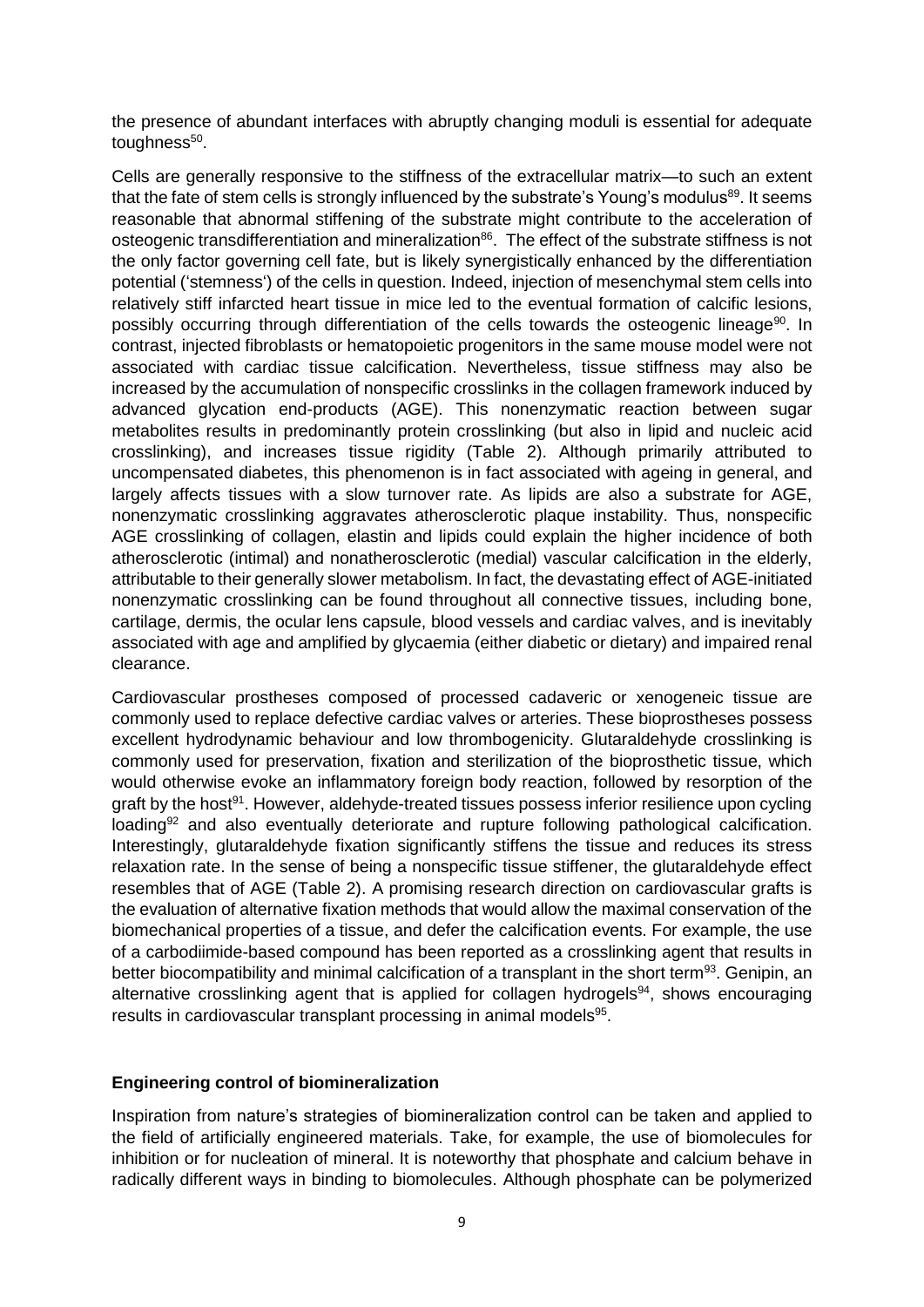the presence of abundant interfaces with abruptly changing moduli is essential for adequate toughness[50].

Cells are generally responsive to the stiffness of the extracellular matrix—to such an extent that the fate of stem cells is strongly influenced by the substrate's Young's modulus[89]. It seems reasonable that abnormal stiffening of the substrate might contribute to the acceleration of osteogenic transdifferentiation and mineralization[86]. The effect of the substrate stiffness is not the only factor governing cell fate, but is likely synergistically enhanced by the differentiation potential ('stemness') of the cells in question. Indeed, injection of mesenchymal stem cells into relatively stiff infarcted heart tissue in mice led to the eventual formation of calcific lesions, possibly occurring through differentiation of the cells towards the osteogenic lineage[90]. In contrast, injected fibroblasts or hematopoietic progenitors in the same mouse model were not associated with cardiac tissue calcification. Nevertheless, tissue stiffness may also be increased by the accumulation of nonspecific crosslinks in the collagen framework induced by advanced glycation end-products (AGE). This nonenzymatic reaction between sugar metabolites results in predominantly protein crosslinking (but also in lipid and nucleic acid crosslinking), and increases tissue rigidity (Table 2). Although primarily attributed to uncompensated diabetes, this phenomenon is in fact associated with ageing in general, and largely affects tissues with a slow turnover rate. As lipids are also a substrate for AGE, nonenzymatic crosslinking aggravates atherosclerotic plaque instability. Thus, nonspecific AGE crosslinking of collagen, elastin and lipids could explain the higher incidence of both atherosclerotic (intimal) and nonatherosclerotic (medial) vascular calcification in the elderly, attributable to their generally slower metabolism. In fact, the devastating effect of AGE-initiated nonenzymatic crosslinking can be found throughout all connective tissues, including bone, cartilage, dermis, the ocular lens capsule, blood vessels and cardiac valves, and is inevitably associated with age and amplified by glycaemia (either diabetic or dietary) and impaired renal clearance.

Cardiovascular prostheses composed of processed cadaveric or xenogeneic tissue are commonly used to replace defective cardiac valves or arteries. These bioprostheses possess excellent hydrodynamic behaviour and low thrombogenicity. Glutaraldehyde crosslinking is commonly used for preservation, fixation and sterilization of the bioprosthetic tissue, which would otherwise evoke an inflammatory foreign body reaction, followed by resorption of the graft by the host[91]. However, aldehyde-treated tissues possess inferior resilience upon cycling loading[92] and also eventually deteriorate and rupture following pathological calcification. Interestingly, glutaraldehyde fixation significantly stiffens the tissue and reduces its stress relaxation rate. In the sense of being a nonspecific tissue stiffener, the glutaraldehyde effect resembles that of AGE (Table 2). A promising research direction on cardiovascular grafts is the evaluation of alternative fixation methods that would allow the maximal conservation of the biomechanical properties of a tissue, and defer the calcification events. For example, the use of a carbodiimide-based compound has been reported as a crosslinking agent that results in better biocompatibility and minimal calcification of a transplant in the short term[93]. Genipin, an alternative crosslinking agent that is applied for collagen hydrogels[94], shows encouraging results in cardiovascular transplant processing in animal models[95].

## Engineering control of biomineralization

Inspiration from nature's strategies of biomineralization control can be taken and applied to the field of artificially engineered materials. Take, for example, the use of biomolecules for inhibition or for nucleation of mineral. It is noteworthy that phosphate and calcium behave in radically different ways in binding to biomolecules. Although phosphate can be polymerized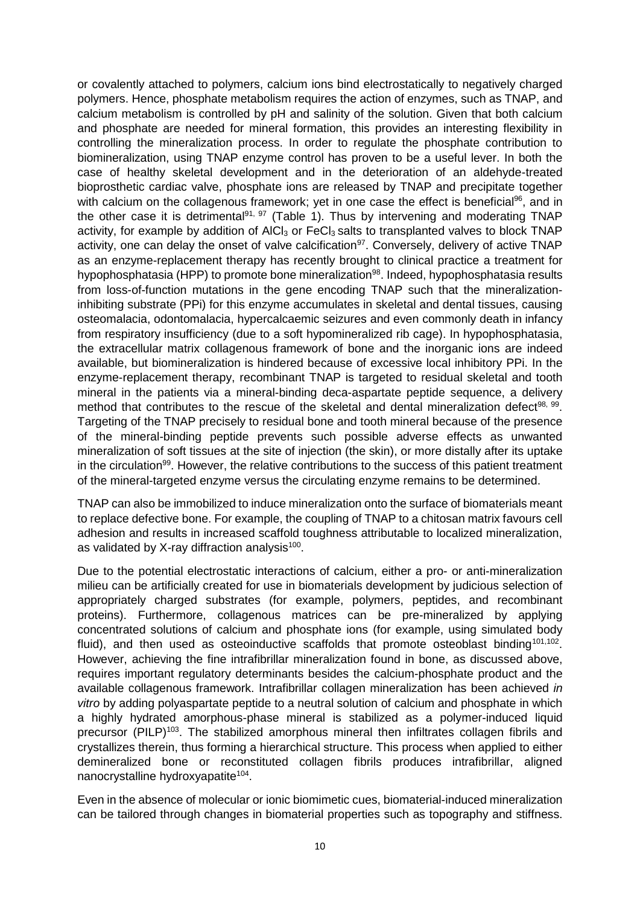or covalently attached to polymers, calcium ions bind electrostatically to negatively charged polymers. Hence, phosphate metabolism requires the action of enzymes, such as TNAP, and calcium metabolism is controlled by pH and salinity of the solution. Given that both calcium and phosphate are needed for mineral formation, this provides an interesting flexibility in controlling the mineralization process. In order to regulate the phosphate contribution to biomineralization, using TNAP enzyme control has proven to be a useful lever. In both the case of healthy skeletal development and in the deterioration of an aldehyde-treated bioprosthetic cardiac valve, phosphate ions are released by TNAP and precipitate together with calcium on the collagenous framework; yet in one case the effect is beneficial[96], and in the other case it is detrimental[91, 97] (Table 1). Thus by intervening and moderating TNAP activity, for example by addition of $AlCl_3$ or $FeCl_3$ salts to transplanted valves to block TNAP activity, one can delay the onset of valve calcification[97]. Conversely, delivery of active TNAP as an enzyme-replacement therapy has recently brought to clinical practice a treatment for hypophosphatasia (HPP) to promote bone mineralization[98]. Indeed, hypophosphatasia results from loss-of-function mutations in the gene encoding TNAP such that the mineralization-inhibiting substrate (PPi) for this enzyme accumulates in skeletal and dental tissues, causing osteomalacia, odontomalacia, hypercalcaemic seizures and even commonly death in infancy from respiratory insufficiency (due to a soft hypomineralized rib cage). In hypophosphatasia, the extracellular matrix collagenous framework of bone and the inorganic ions are indeed available, but biomineralization is hindered because of excessive local inhibitory PPi. In the enzyme-replacement therapy, recombinant TNAP is targeted to residual skeletal and tooth mineral in the patients via a mineral-binding deca-aspartate peptide sequence, a delivery method that contributes to the rescue of the skeletal and dental mineralization defect[98, 99]. Targeting of the TNAP precisely to residual bone and tooth mineral because of the presence of the mineral-binding peptide prevents such possible adverse effects as unwanted mineralization of soft tissues at the site of injection (the skin), or more distally after its uptake in the circulation[99]. However, the relative contributions to the success of this patient treatment of the mineral-targeted enzyme versus the circulating enzyme remains to be determined.

TNAP can also be immobilized to induce mineralization onto the surface of biomaterials meant to replace defective bone. For example, the coupling of TNAP to a chitosan matrix favours cell adhesion and results in increased scaffold toughness attributable to localized mineralization, as validated by X-ray diffraction analysis[100].

Due to the potential electrostatic interactions of calcium, either a pro- or anti-mineralization milieu can be artificially created for use in biomaterials development by judicious selection of appropriately charged substrates (for example, polymers, peptides, and recombinant proteins). Furthermore, collagenous matrices can be pre-mineralized by applying concentrated solutions of calcium and phosphate ions (for example, using simulated body fluid), and then used as osteoinductive scaffolds that promote osteoblast binding[101,102]. However, achieving the fine intrafibrillar mineralization found in bone, as discussed above, requires important regulatory determinants besides the calcium-phosphate product and the available collagenous framework. Intrafibrillar collagen mineralization has been achieved *in vitro* by adding polyaspartate peptide to a neutral solution of calcium and phosphate in which a highly hydrated amorphous-phase mineral is stabilized as a polymer-induced liquid precursor (PILP)[103]. The stabilized amorphous mineral then infiltrates collagen fibrils and crystallizes therein, thus forming a hierarchical structure. This process when applied to either demineralized bone or reconstituted collagen fibrils produces intrafibrillar, aligned nanocrystalline hydroxyapatite[104].

Even in the absence of molecular or ionic biomimetic cues, biomaterial-induced mineralization can be tailored through changes in biomaterial properties such as topography and stiffness.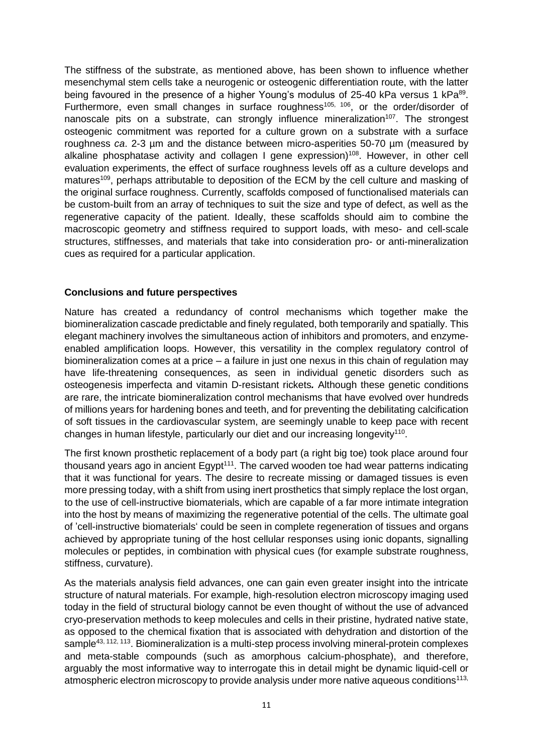The stiffness of the substrate, as mentioned above, has been shown to influence whether mesenchymal stem cells take a neurogenic or osteogenic differentiation route, with the latter being favoured in the presence of a higher Young's modulus of 25-40 kPa versus 1 kPa[89]. Furthermore, even small changes in surface roughness[105, 106], or the order/disorder of nanoscale pits on a substrate, can strongly influence mineralization[107]. The strongest osteogenic commitment was reported for a culture grown on a substrate with a surface roughness *ca*. 2-3 µm and the distance between micro-asperities 50-70 µm (measured by alkaline phosphatase activity and collagen I gene expression)[108]. However, in other cell evaluation experiments, the effect of surface roughness levels off as a culture develops and matures[109], perhaps attributable to deposition of the ECM by the cell culture and masking of the original surface roughness. Currently, scaffolds composed of functionalised materials can be custom-built from an array of techniques to suit the size and type of defect, as well as the regenerative capacity of the patient. Ideally, these scaffolds should aim to combine the macroscopic geometry and stiffness required to support loads, with meso- and cell-scale structures, stiffnesses, and materials that take into consideration pro- or anti-mineralization cues as required for a particular application.

## Conclusions and future perspectives

Nature has created a redundancy of control mechanisms which together make the biomineralization cascade predictable and finely regulated, both temporarily and spatially. This elegant machinery involves the simultaneous action of inhibitors and promoters, and enzyme-enabled amplification loops. However, this versatility in the complex regulatory control of biomineralization comes at a price – a failure in just one nexus in this chain of regulation may have life-threatening consequences, as seen in individual genetic disorders such as osteogenesis imperfecta and vitamin D-resistant rickets*.* Although these genetic conditions are rare, the intricate biomineralization control mechanisms that have evolved over hundreds of millions years for hardening bones and teeth, and for preventing the debilitating calcification of soft tissues in the cardiovascular system, are seemingly unable to keep pace with recent changes in human lifestyle, particularly our diet and our increasing longevity[110].

The first known prosthetic replacement of a body part (a right big toe) took place around four thousand years ago in ancient Egypt[111]. The carved wooden toe had wear patterns indicating that it was functional for years. The desire to recreate missing or damaged tissues is even more pressing today, with a shift from using inert prosthetics that simply replace the lost organ, to the use of cell-instructive biomaterials, which are capable of a far more intimate integration into the host by means of maximizing the regenerative potential of the cells. The ultimate goal of 'cell-instructive biomaterials' could be seen in complete regeneration of tissues and organs achieved by appropriate tuning of the host cellular responses using ionic dopants, signalling molecules or peptides, in combination with physical cues (for example substrate roughness, stiffness, curvature).

As the materials analysis field advances, one can gain even greater insight into the intricate structure of natural materials. For example, high-resolution electron microscopy imaging used today in the field of structural biology cannot be even thought of without the use of advanced cryo-preservation methods to keep molecules and cells in their pristine, hydrated native state, as opposed to the chemical fixation that is associated with dehydration and distortion of the sample[43, 112, 113]. Biomineralization is a multi-step process involving mineral-protein complexes and meta-stable compounds (such as amorphous calcium-phosphate), and therefore, arguably the most informative way to interrogate this in detail might be dynamic liquid-cell or atmospheric electron microscopy to provide analysis under more native aqueous conditions[113,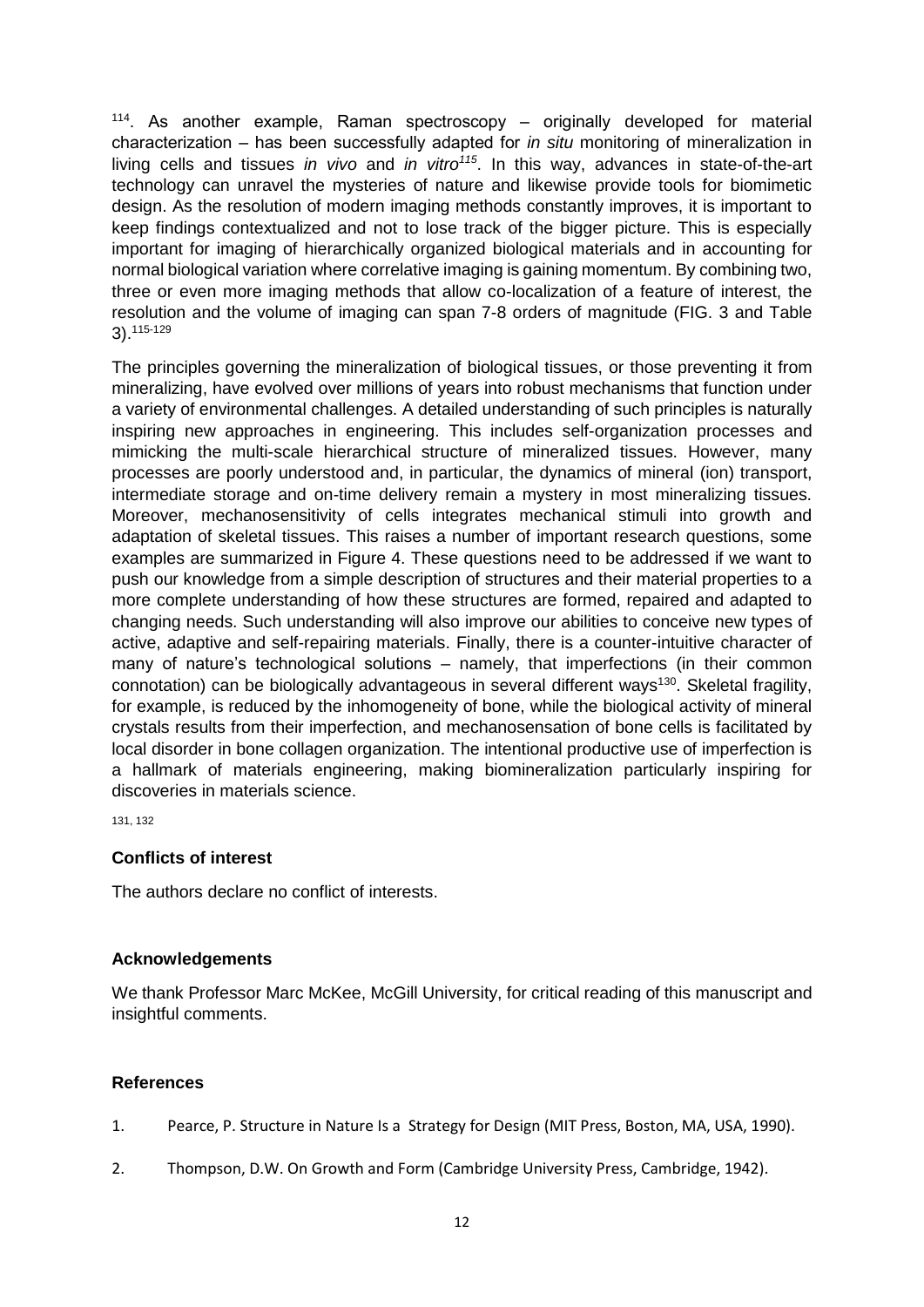[114]. As another example, Raman spectroscopy – originally developed for material characterization – has been successfully adapted for *in situ* monitoring of mineralization in living cells and tissues *in vivo* and *in vitro*[115]. In this way, advances in state-of-the-art technology can unravel the mysteries of nature and likewise provide tools for biomimetic design. As the resolution of modern imaging methods constantly improves, it is important to keep findings contextualized and not to lose track of the bigger picture. This is especially important for imaging of hierarchically organized biological materials and in accounting for normal biological variation where correlative imaging is gaining momentum. By combining two, three or even more imaging methods that allow co-localization of a feature of interest, the resolution and the volume of imaging can span 7-8 orders of magnitude (FIG. 3 and Table 3).[115-129]

The principles governing the mineralization of biological tissues, or those preventing it from mineralizing, have evolved over millions of years into robust mechanisms that function under a variety of environmental challenges. A detailed understanding of such principles is naturally inspiring new approaches in engineering. This includes self-organization processes and mimicking the multi-scale hierarchical structure of mineralized tissues. However, many processes are poorly understood and, in particular, the dynamics of mineral (ion) transport, intermediate storage and on-time delivery remain a mystery in most mineralizing tissues. Moreover, mechanosensitivity of cells integrates mechanical stimuli into growth and adaptation of skeletal tissues. This raises a number of important research questions, some examples are summarized in Figure 4. These questions need to be addressed if we want to push our knowledge from a simple description of structures and their material properties to a more complete understanding of how these structures are formed, repaired and adapted to changing needs. Such understanding will also improve our abilities to conceive new types of active, adaptive and self-repairing materials. Finally, there is a counter-intuitive character of many of nature's technological solutions – namely, that imperfections (in their common connotation) can be biologically advantageous in several different ways[130]. Skeletal fragility, for example, is reduced by the inhomogeneity of bone, while the biological activity of mineral crystals results from their imperfection, and mechanosensation of bone cells is facilitated by local disorder in bone collagen organization. The intentional productive use of imperfection is a hallmark of materials engineering, making biomineralization particularly inspiring for discoveries in materials science.

[131, 132]

### Conflicts of interest

The authors declare no conflict of interests.

### Acknowledgements

We thank Professor Marc McKee, McGill University, for critical reading of this manuscript and insightful comments.

### References

1. Pearce, P. Structure in Nature Is a Strategy for Design (MIT Press, Boston, MA, USA, 1990).
2. Thompson, D.W. On Growth and Form (Cambridge University Press, Cambridge, 1942).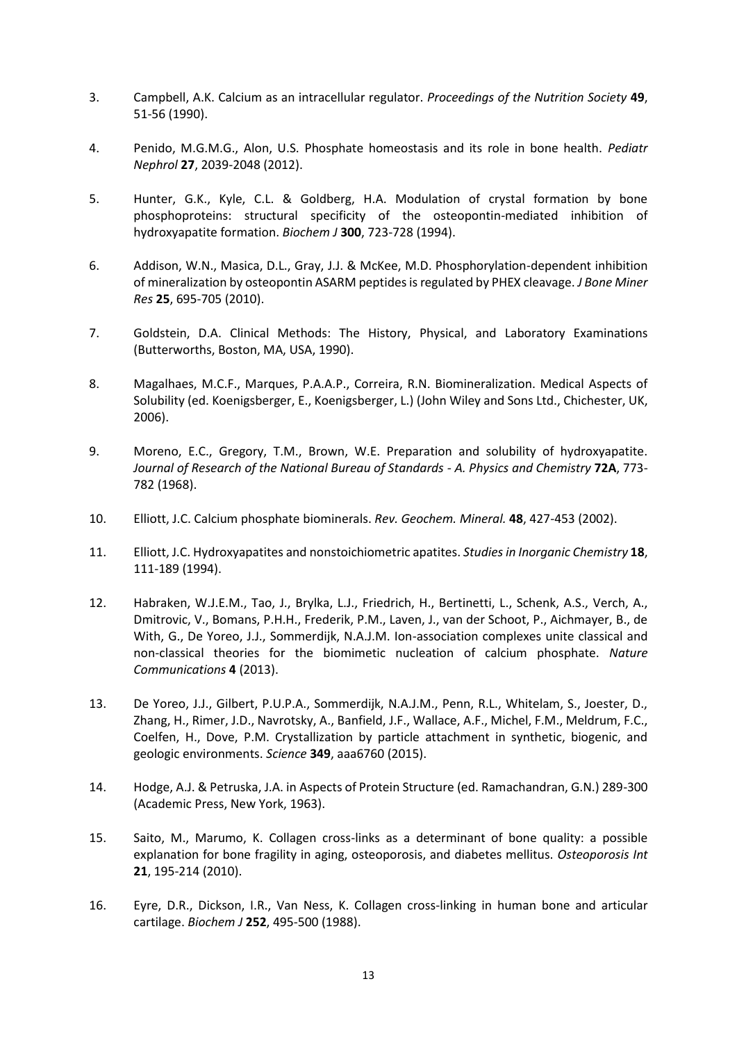3. Campbell, A.K. Calcium as an intracellular regulator. *Proceedings of the Nutrition Society* **49**, 51-56 (1990).

4. Penido, M.G.M.G., Alon, U.S. Phosphate homeostasis and its role in bone health. *Pediatr Nephrol* **27**, 2039-2048 (2012).

5. Hunter, G.K., Kyle, C.L. & Goldberg, H.A. Modulation of crystal formation by bone phosphoproteins: structural specificity of the osteopontin-mediated inhibition of hydroxyapatite formation. *Biochem J* **300**, 723-728 (1994).

6. Addison, W.N., Masica, D.L., Gray, J.J. & McKee, M.D. Phosphorylation-dependent inhibition of mineralization by osteopontin ASARM peptides is regulated by PHEX cleavage. *J Bone Miner Res* **25**, 695-705 (2010).

7. Goldstein, D.A. Clinical Methods: The History, Physical, and Laboratory Examinations (Butterworths, Boston, MA, USA, 1990).

8. Magalhaes, M.C.F., Marques, P.A.A.P., Correira, R.N. Biomineralization. Medical Aspects of Solubility (ed. Koenigsberger, E., Koenigsberger, L.) (John Wiley and Sons Ltd., Chichester, UK, 2006).

9. Moreno, E.C., Gregory, T.M., Brown, W.E. Preparation and solubility of hydroxyapatite. *Journal of Research of the National Bureau of Standards - A. Physics and Chemistry* **72A**, 773-782 (1968).

10. Elliott, J.C. Calcium phosphate biominerals. *Rev. Geochem. Mineral.* **48**, 427-453 (2002).

11. Elliott, J.C. Hydroxyapatites and nonstoichiometric apatites. *Studies in Inorganic Chemistry* **18**, 111-189 (1994).

12. Habraken, W.J.E.M., Tao, J., Brylka, L.J., Friedrich, H., Bertinetti, L., Schenk, A.S., Verch, A., Dmitrovic, V., Bomans, P.H.H., Frederik, P.M., Laven, J., van der Schoot, P., Aichmayer, B., de With, G., De Yoreo, J.J., Sommerdijk, N.A.J.M. Ion-association complexes unite classical and non-classical theories for the biomimetic nucleation of calcium phosphate. *Nature Communications* **4** (2013).

13. De Yoreo, J.J., Gilbert, P.U.P.A., Sommerdijk, N.A.J.M., Penn, R.L., Whitelam, S., Joester, D., Zhang, H., Rimer, J.D., Navrotsky, A., Banfield, J.F., Wallace, A.F., Michel, F.M., Meldrum, F.C., Coelfen, H., Dove, P.M. Crystallization by particle attachment in synthetic, biogenic, and geologic environments. *Science* **349**, aaa6760 (2015).

14. Hodge, A.J. & Petruska, J.A. in Aspects of Protein Structure (ed. Ramachandran, G.N.) 289-300 (Academic Press, New York, 1963).

15. Saito, M., Marumo, K. Collagen cross-links as a determinant of bone quality: a possible explanation for bone fragility in aging, osteoporosis, and diabetes mellitus. *Osteoporosis Int* **21**, 195-214 (2010).

16. Eyre, D.R., Dickson, I.R., Van Ness, K. Collagen cross-linking in human bone and articular cartilage. *Biochem J* **252**, 495-500 (1988).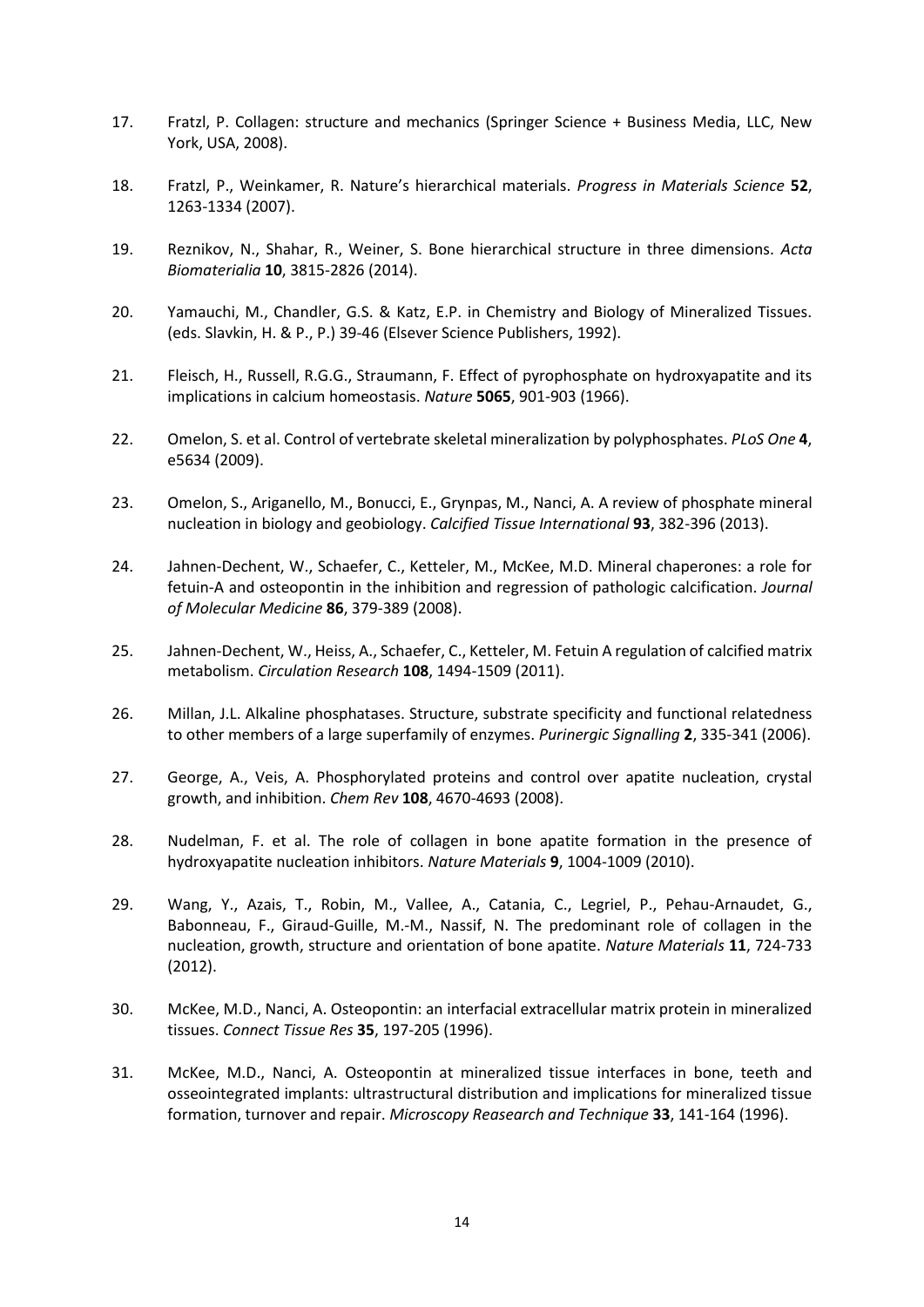17. Fratzl, P. Collagen: structure and mechanics (Springer Science + Business Media, LLC, New York, USA, 2008).

18. Fratzl, P., Weinkamer, R. Nature's hierarchical materials. *Progress in Materials Science* **52**, 1263-1334 (2007).

19. Reznikov, N., Shahar, R., Weiner, S. Bone hierarchical structure in three dimensions. *Acta Biomaterialia* **10**, 3815-2826 (2014).

20. Yamauchi, M., Chandler, G.S. & Katz, E.P. in Chemistry and Biology of Mineralized Tissues. (eds. Slavkin, H. & P., P.) 39-46 (Elsever Science Publishers, 1992).

21. Fleisch, H., Russell, R.G.G., Straumann, F. Effect of pyrophosphate on hydroxyapatite and its implications in calcium homeostasis. *Nature* **5065**, 901-903 (1966).

22. Omelon, S. et al. Control of vertebrate skeletal mineralization by polyphosphates. *PLoS One* **4**, e5634 (2009).

23. Omelon, S., Ariganello, M., Bonucci, E., Grynpas, M., Nanci, A. A review of phosphate mineral nucleation in biology and geobiology. *Calcified Tissue International* **93**, 382-396 (2013).

24. Jahnen-Dechent, W., Schaefer, C., Ketteler, M., McKee, M.D. Mineral chaperones: a role for fetuin-A and osteopontin in the inhibition and regression of pathologic calcification. *Journal of Molecular Medicine* **86**, 379-389 (2008).

25. Jahnen-Dechent, W., Heiss, A., Schaefer, C., Ketteler, M. Fetuin A regulation of calcified matrix metabolism. *Circulation Research* **108**, 1494-1509 (2011).

26. Millan, J.L. Alkaline phosphatases. Structure, substrate specificity and functional relatedness to other members of a large superfamily of enzymes. *Purinergic Signalling* **2**, 335-341 (2006).

27. George, A., Veis, A. Phosphorylated proteins and control over apatite nucleation, crystal growth, and inhibition. *Chem Rev* **108**, 4670-4693 (2008).

28. Nudelman, F. et al. The role of collagen in bone apatite formation in the presence of hydroxyapatite nucleation inhibitors. *Nature Materials* **9**, 1004-1009 (2010).

29. Wang, Y., Azais, T., Robin, M., Vallee, A., Catania, C., Legriel, P., Pehau-Arnaudet, G., Babonneau, F., Giraud-Guille, M.-M., Nassif, N. The predominant role of collagen in the nucleation, growth, structure and orientation of bone apatite. *Nature Materials* **11**, 724-733 (2012).

30. McKee, M.D., Nanci, A. Osteopontin: an interfacial extracellular matrix protein in mineralized tissues. *Connect Tissue Res* **35**, 197-205 (1996).

31. McKee, M.D., Nanci, A. Osteopontin at mineralized tissue interfaces in bone, teeth and osseointegrated implants: ultrastructural distribution and implications for mineralized tissue formation, turnover and repair. *Microscopy Reasearch and Technique* **33**, 141-164 (1996).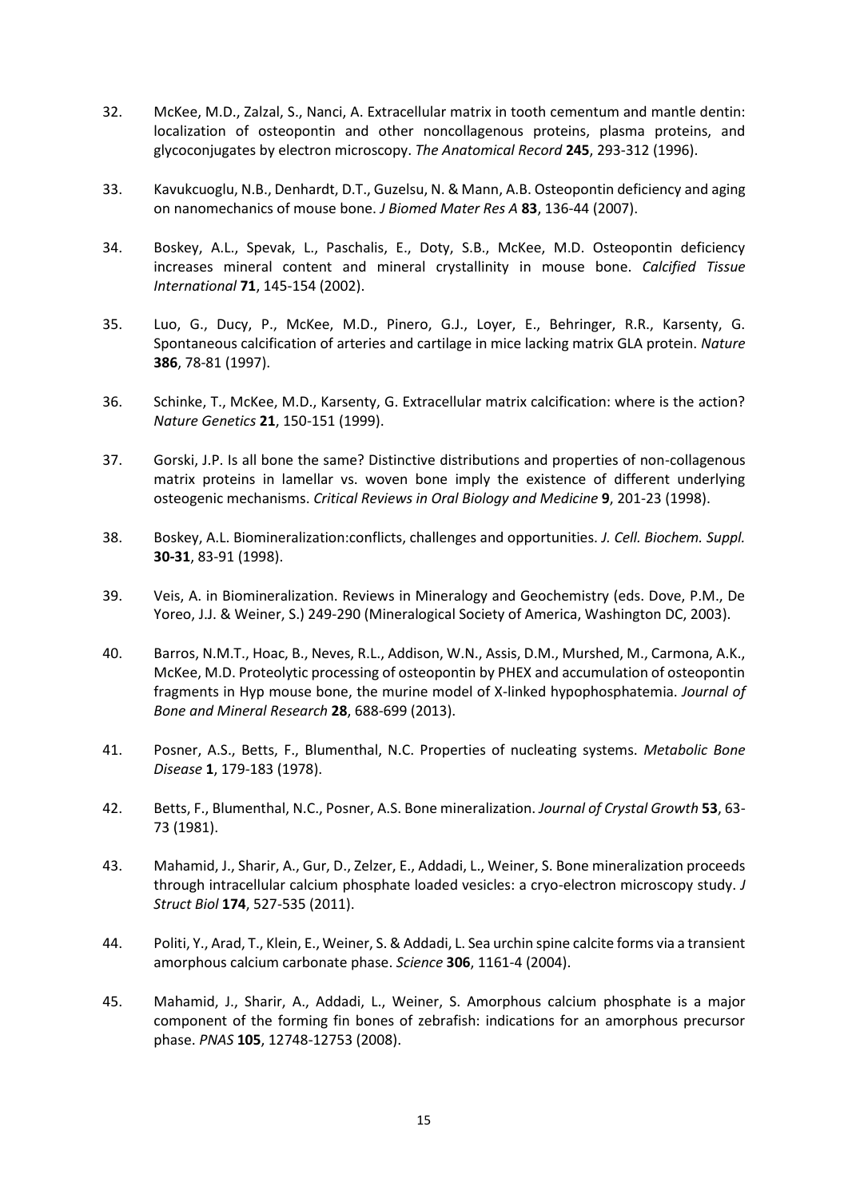32. McKee, M.D., Zalzal, S., Nanci, A. Extracellular matrix in tooth cementum and mantle dentin: localization of osteopontin and other noncollagenous proteins, plasma proteins, and glycoconjugates by electron microscopy. *The Anatomical Record* **245**, 293-312 (1996).

33. Kavukcuoglu, N.B., Denhardt, D.T., Guzelsu, N. & Mann, A.B. Osteopontin deficiency and aging on nanomechanics of mouse bone. *J Biomed Mater Res A* **83**, 136-44 (2007).

34. Boskey, A.L., Spevak, L., Paschalis, E., Doty, S.B., McKee, M.D. Osteopontin deficiency increases mineral content and mineral crystallinity in mouse bone. *Calcified Tissue International* **71**, 145-154 (2002).

35. Luo, G., Ducy, P., McKee, M.D., Pinero, G.J., Loyer, E., Behringer, R.R., Karsenty, G. Spontaneous calcification of arteries and cartilage in mice lacking matrix GLA protein. *Nature* **386**, 78-81 (1997).

36. Schinke, T., McKee, M.D., Karsenty, G. Extracellular matrix calcification: where is the action? *Nature Genetics* **21**, 150-151 (1999).

37. Gorski, J.P. Is all bone the same? Distinctive distributions and properties of non-collagenous matrix proteins in lamellar vs. woven bone imply the existence of different underlying osteogenic mechanisms. *Critical Reviews in Oral Biology and Medicine* **9**, 201-23 (1998).

38. Boskey, A.L. Biomineralization:conflicts, challenges and opportunities. *J. Cell. Biochem. Suppl.* **30-31**, 83-91 (1998).

39. Veis, A. in Biomineralization. Reviews in Mineralogy and Geochemistry (eds. Dove, P.M., De Yoreo, J.J. & Weiner, S.) 249-290 (Mineralogical Society of America, Washington DC, 2003).

40. Barros, N.M.T., Hoac, B., Neves, R.L., Addison, W.N., Assis, D.M., Murshed, M., Carmona, A.K., McKee, M.D. Proteolytic processing of osteopontin by PHEX and accumulation of osteopontin fragments in Hyp mouse bone, the murine model of X-linked hypophosphatemia. *Journal of Bone and Mineral Research* **28**, 688-699 (2013).

41. Posner, A.S., Betts, F., Blumenthal, N.C. Properties of nucleating systems. *Metabolic Bone Disease* **1**, 179-183 (1978).

42. Betts, F., Blumenthal, N.C., Posner, A.S. Bone mineralization. *Journal of Crystal Growth* **53**, 63-73 (1981).

43. Mahamid, J., Sharir, A., Gur, D., Zelzer, E., Addadi, L., Weiner, S. Bone mineralization proceeds through intracellular calcium phosphate loaded vesicles: a cryo-electron microscopy study. *J Struct Biol* **174**, 527-535 (2011).

44. Politi, Y., Arad, T., Klein, E., Weiner, S. & Addadi, L. Sea urchin spine calcite forms via a transient amorphous calcium carbonate phase. *Science* **306**, 1161-4 (2004).

45. Mahamid, J., Sharir, A., Addadi, L., Weiner, S. Amorphous calcium phosphate is a major component of the forming fin bones of zebrafish: indications for an amorphous precursor phase. *PNAS* **105**, 12748-12753 (2008).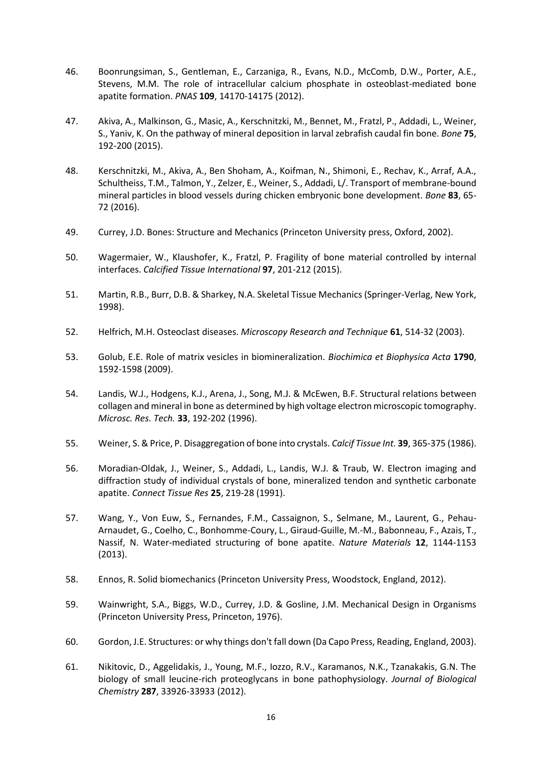46. Boonrungsiman, S., Gentleman, E., Carzaniga, R., Evans, N.D., McComb, D.W., Porter, A.E., Stevens, M.M. The role of intracellular calcium phosphate in osteoblast-mediated bone apatite formation. *PNAS* **109**, 14170-14175 (2012).

47. Akiva, A., Malkinson, G., Masic, A., Kerschnitzki, M., Bennet, M., Fratzl, P., Addadi, L., Weiner, S., Yaniv, K. On the pathway of mineral deposition in larval zebrafish caudal fin bone. *Bone* **75**, 192-200 (2015).

48. Kerschnitzki, M., Akiva, A., Ben Shoham, A., Koifman, N., Shimoni, E., Rechav, K., Arraf, A.A., Schultheiss, T.M., Talmon, Y., Zelzer, E., Weiner, S., Addadi, L/. Transport of membrane-bound mineral particles in blood vessels during chicken embryonic bone development. *Bone* **83**, 65-72 (2016).

49. Currey, J.D. Bones: Structure and Mechanics (Princeton University press, Oxford, 2002).

50. Wagermaier, W., Klaushofer, K., Fratzl, P. Fragility of bone material controlled by internal interfaces. *Calcified Tissue International* **97**, 201-212 (2015).

51. Martin, R.B., Burr, D.B. & Sharkey, N.A. Skeletal Tissue Mechanics (Springer-Verlag, New York, 1998).

52. Helfrich, M.H. Osteoclast diseases. *Microscopy Research and Technique* **61**, 514-32 (2003).

53. Golub, E.E. Role of matrix vesicles in biomineralization. *Biochimica et Biophysica Acta* **1790**, 1592-1598 (2009).

54. Landis, W.J., Hodgens, K.J., Arena, J., Song, M.J. & McEwen, B.F. Structural relations between collagen and mineral in bone as determined by high voltage electron microscopic tomography. *Microsc. Res. Tech.* **33**, 192-202 (1996).

55. Weiner, S. & Price, P. Disaggregation of bone into crystals. *Calcif Tissue Int.* **39**, 365-375 (1986).

56. Moradian-Oldak, J., Weiner, S., Addadi, L., Landis, W.J. & Traub, W. Electron imaging and diffraction study of individual crystals of bone, mineralized tendon and synthetic carbonate apatite. *Connect Tissue Res* **25**, 219-28 (1991).

57. Wang, Y., Von Euw, S., Fernandes, F.M., Cassaignon, S., Selmane, M., Laurent, G., Pehau-Arnaudet, G., Coelho, C., Bonhomme-Coury, L., Giraud-Guille, M.-M., Babonneau, F., Azais, T., Nassif, N. Water-mediated structuring of bone apatite. *Nature Materials* **12**, 1144-1153 (2013).

58. Ennos, R. Solid biomechanics (Princeton University Press, Woodstock, England, 2012).

59. Wainwright, S.A., Biggs, W.D., Currey, J.D. & Gosline, J.M. Mechanical Design in Organisms (Princeton University Press, Princeton, 1976).

60. Gordon, J.E. Structures: or why things don't fall down (Da Capo Press, Reading, England, 2003).

61. Nikitovic, D., Aggelidakis, J., Young, M.F., Iozzo, R.V., Karamanos, N.K., Tzanakakis, G.N. The biology of small leucine-rich proteoglycans in bone pathophysiology. *Journal of Biological Chemistry* **287**, 33926-33933 (2012).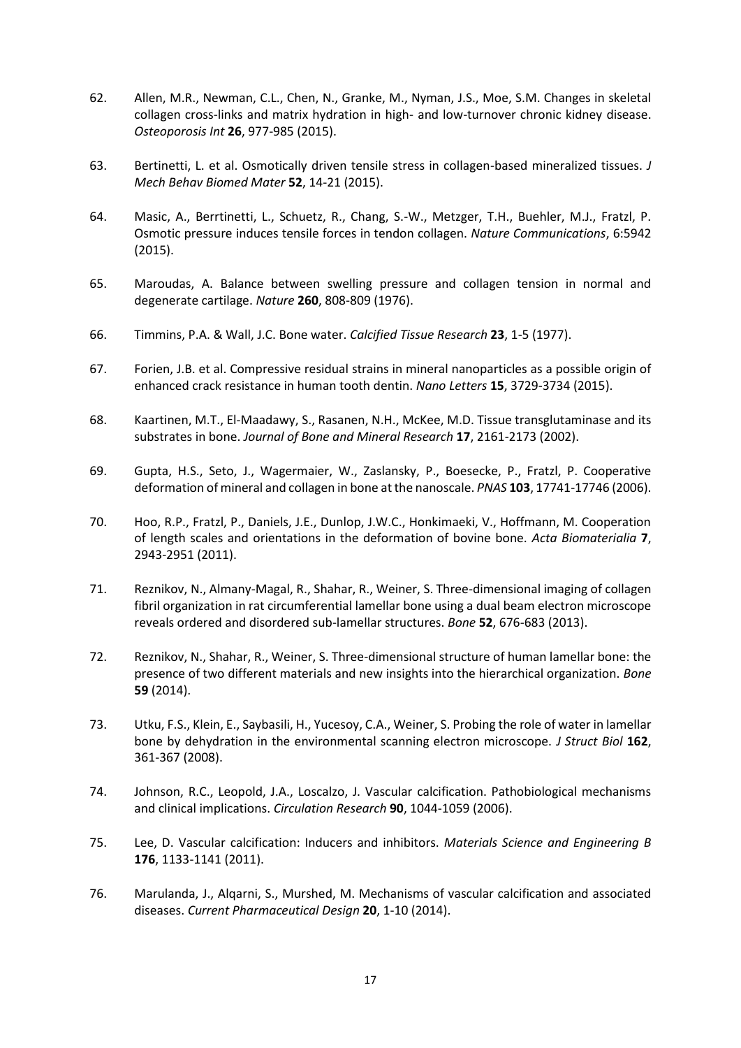62. Allen, M.R., Newman, C.L., Chen, N., Granke, M., Nyman, J.S., Moe, S.M. Changes in skeletal collagen cross-links and matrix hydration in high- and low-turnover chronic kidney disease. *Osteoporosis Int* **26**, 977-985 (2015).

63. Bertinetti, L. et al. Osmotically driven tensile stress in collagen-based mineralized tissues. *J Mech Behav Biomed Mater* **52**, 14-21 (2015).

64. Masic, A., Berrtinetti, L., Schuetz, R., Chang, S.-W., Metzger, T.H., Buehler, M.J., Fratzl, P. Osmotic pressure induces tensile forces in tendon collagen. *Nature Communications*, 6:5942 (2015).

65. Maroudas, A. Balance between swelling pressure and collagen tension in normal and degenerate cartilage. *Nature* **260**, 808-809 (1976).

66. Timmins, P.A. & Wall, J.C. Bone water. *Calcified Tissue Research* **23**, 1-5 (1977).

67. Forien, J.B. et al. Compressive residual strains in mineral nanoparticles as a possible origin of enhanced crack resistance in human tooth dentin. *Nano Letters* **15**, 3729-3734 (2015).

68. Kaartinen, M.T., El-Maadawy, S., Rasanen, N.H., McKee, M.D. Tissue transglutaminase and its substrates in bone. *Journal of Bone and Mineral Research* **17**, 2161-2173 (2002).

69. Gupta, H.S., Seto, J., Wagermaier, W., Zaslansky, P., Boesecke, P., Fratzl, P. Cooperative deformation of mineral and collagen in bone at the nanoscale. *PNAS* **103**, 17741-17746 (2006).

70. Hoo, R.P., Fratzl, P., Daniels, J.E., Dunlop, J.W.C., Honkimaeki, V., Hoffmann, M. Cooperation of length scales and orientations in the deformation of bovine bone. *Acta Biomaterialia* **7**, 2943-2951 (2011).

71. Reznikov, N., Almany-Magal, R., Shahar, R., Weiner, S. Three-dimensional imaging of collagen fibril organization in rat circumferential lamellar bone using a dual beam electron microscope reveals ordered and disordered sub-lamellar structures. *Bone* **52**, 676-683 (2013).

72. Reznikov, N., Shahar, R., Weiner, S. Three-dimensional structure of human lamellar bone: the presence of two different materials and new insights into the hierarchical organization. *Bone* **59** (2014).

73. Utku, F.S., Klein, E., Saybasili, H., Yucesoy, C.A., Weiner, S. Probing the role of water in lamellar bone by dehydration in the environmental scanning electron microscope. *J Struct Biol* **162**, 361-367 (2008).

74. Johnson, R.C., Leopold, J.A., Loscalzo, J. Vascular calcification. Pathobiological mechanisms and clinical implications. *Circulation Research* **90**, 1044-1059 (2006).

75. Lee, D. Vascular calcification: Inducers and inhibitors. *Materials Science and Engineering B* **176**, 1133-1141 (2011).

76. Marulanda, J., Alqarni, S., Murshed, M. Mechanisms of vascular calcification and associated diseases. *Current Pharmaceutical Design* **20**, 1-10 (2014).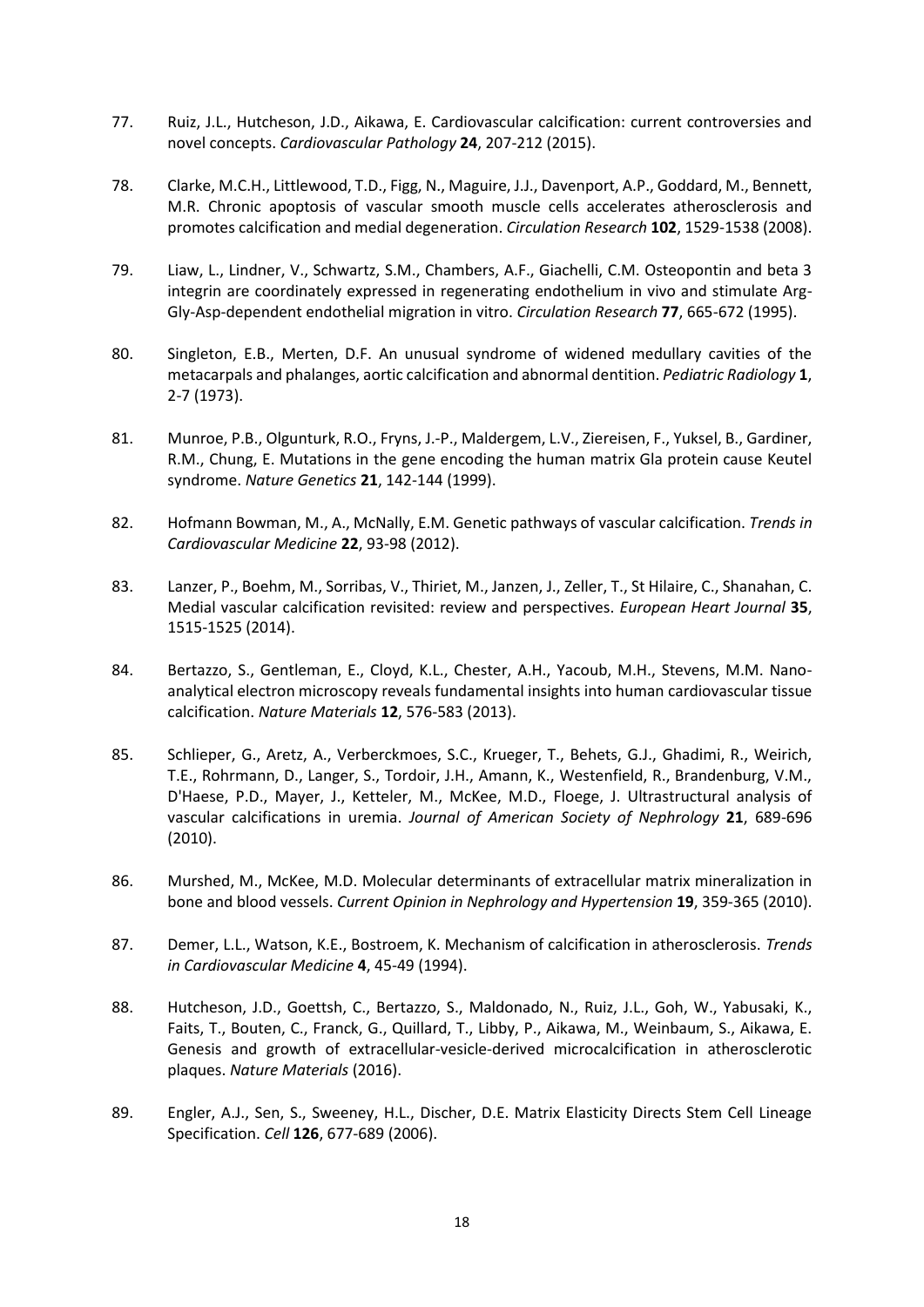77. Ruiz, J.L., Hutcheson, J.D., Aikawa, E. Cardiovascular calcification: current controversies and novel concepts. *Cardiovascular Pathology* **24**, 207-212 (2015).

78. Clarke, M.C.H., Littlewood, T.D., Figg, N., Maguire, J.J., Davenport, A.P., Goddard, M., Bennett, M.R. Chronic apoptosis of vascular smooth muscle cells accelerates atherosclerosis and promotes calcification and medial degeneration. *Circulation Research* **102**, 1529-1538 (2008).

79. Liaw, L., Lindner, V., Schwartz, S.M., Chambers, A.F., Giachelli, C.M. Osteopontin and beta 3 integrin are coordinately expressed in regenerating endothelium in vivo and stimulate Arg-Gly-Asp-dependent endothelial migration in vitro. *Circulation Research* **77**, 665-672 (1995).

80. Singleton, E.B., Merten, D.F. An unusual syndrome of widened medullary cavities of the metacarpals and phalanges, aortic calcification and abnormal dentition. *Pediatric Radiology* **1**, 2-7 (1973).

81. Munroe, P.B., Olgunturk, R.O., Fryns, J.-P., Maldergem, L.V., Ziereisen, F., Yuksel, B., Gardiner, R.M., Chung, E. Mutations in the gene encoding the human matrix Gla protein cause Keutel syndrome. *Nature Genetics* **21**, 142-144 (1999).

82. Hofmann Bowman, M., A., McNally, E.M. Genetic pathways of vascular calcification. *Trends in Cardiovascular Medicine* **22**, 93-98 (2012).

83. Lanzer, P., Boehm, M., Sorribas, V., Thiriet, M., Janzen, J., Zeller, T., St Hilaire, C., Shanahan, C. Medial vascular calcification revisited: review and perspectives. *European Heart Journal* **35**, 1515-1525 (2014).

84. Bertazzo, S., Gentleman, E., Cloyd, K.L., Chester, A.H., Yacoub, M.H., Stevens, M.M. Nano-analytical electron microscopy reveals fundamental insights into human cardiovascular tissue calcification. *Nature Materials* **12**, 576-583 (2013).

85. Schlieper, G., Aretz, A., Verberckmoes, S.C., Krueger, T., Behets, G.J., Ghadimi, R., Weirich, T.E., Rohrmann, D., Langer, S., Tordoir, J.H., Amann, K., Westenfield, R., Brandenburg, V.M., D'Haese, P.D., Mayer, J., Ketteler, M., McKee, M.D., Floege, J. Ultrastructural analysis of vascular calcifications in uremia. *Journal of American Society of Nephrology* **21**, 689-696 (2010).

86. Murshed, M., McKee, M.D. Molecular determinants of extracellular matrix mineralization in bone and blood vessels. *Current Opinion in Nephrology and Hypertension* **19**, 359-365 (2010).

87. Demer, L.L., Watson, K.E., Bostroem, K. Mechanism of calcification in atherosclerosis. *Trends in Cardiovascular Medicine* **4**, 45-49 (1994).

88. Hutcheson, J.D., Goettsh, C., Bertazzo, S., Maldonado, N., Ruiz, J.L., Goh, W., Yabusaki, K., Faits, T., Bouten, C., Franck, G., Quillard, T., Libby, P., Aikawa, M., Weinbaum, S., Aikawa, E. Genesis and growth of extracellular-vesicle-derived microcalcification in atherosclerotic plaques. *Nature Materials* (2016).

89. Engler, A.J., Sen, S., Sweeney, H.L., Discher, D.E. Matrix Elasticity Directs Stem Cell Lineage Specification. *Cell* **126**, 677-689 (2006).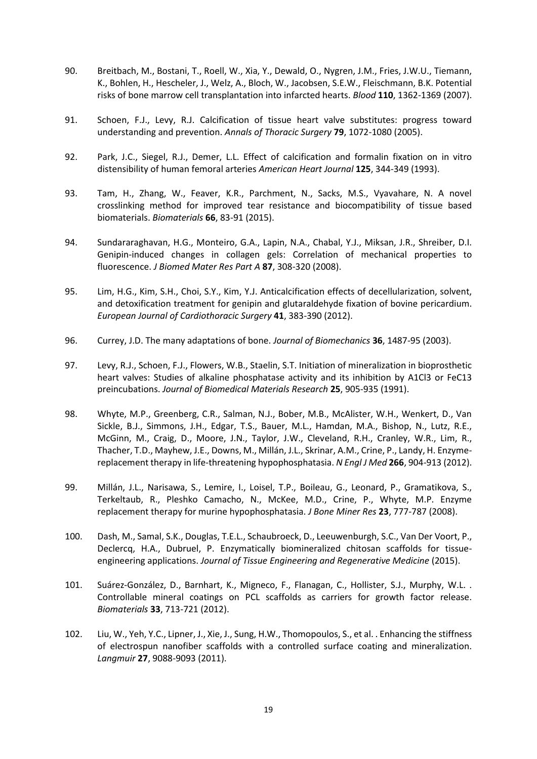90. Breitbach, M., Bostani, T., Roell, W., Xia, Y., Dewald, O., Nygren, J.M., Fries, J.W.U., Tiemann, K., Bohlen, H., Hescheler, J., Welz, A., Bloch, W., Jacobsen, S.E.W., Fleischmann, B.K. Potential risks of bone marrow cell transplantation into infarcted hearts. *Blood* **110**, 1362-1369 (2007).

91. Schoen, F.J., Levy, R.J. Calcification of tissue heart valve substitutes: progress toward understanding and prevention. *Annals of Thoracic Surgery* **79**, 1072-1080 (2005).

92. Park, J.C., Siegel, R.J., Demer, L.L. Effect of calcification and formalin fixation on in vitro distensibility of human femoral arteries *American Heart Journal* **125**, 344-349 (1993).

93. Tam, H., Zhang, W., Feaver, K.R., Parchment, N., Sacks, M.S., Vyavahare, N. A novel crosslinking method for improved tear resistance and biocompatibility of tissue based biomaterials. *Biomaterials* **66**, 83-91 (2015).

94. Sundararaghavan, H.G., Monteiro, G.A., Lapin, N.A., Chabal, Y.J., Miksan, J.R., Shreiber, D.I. Genipin-induced changes in collagen gels: Correlation of mechanical properties to fluorescence. *J Biomed Mater Res Part A* **87**, 308-320 (2008).

95. Lim, H.G., Kim, S.H., Choi, S.Y., Kim, Y.J. Anticalcification effects of decellularization, solvent, and detoxification treatment for genipin and glutaraldehyde fixation of bovine pericardium. *European Journal of Cardiothoracic Surgery* **41**, 383-390 (2012).

96. Currey, J.D. The many adaptations of bone. *Journal of Biomechanics* **36**, 1487-95 (2003).

97. Levy, R.J., Schoen, F.J., Flowers, W.B., Staelin, S.T. Initiation of mineralization in bioprosthetic heart valves: Studies of alkaline phosphatase activity and its inhibition by A1Cl3 or FeC13 preincubations. *Journal of Biomedical Materials Research* **25**, 905-935 (1991).

98. Whyte, M.P., Greenberg, C.R., Salman, N.J., Bober, M.B., McAlister, W.H., Wenkert, D., Van Sickle, B.J., Simmons, J.H., Edgar, T.S., Bauer, M.L., Hamdan, M.A., Bishop, N., Lutz, R.E., McGinn, M., Craig, D., Moore, J.N., Taylor, J.W., Cleveland, R.H., Cranley, W.R., Lim, R., Thacher, T.D., Mayhew, J.E., Downs, M., Millán, J.L., Skrinar, A.M., Crine, P., Landy, H. Enzyme-replacement therapy in life-threatening hypophosphatasia. *N Engl J Med* **266**, 904-913 (2012).

99. Millán, J.L., Narisawa, S., Lemire, I., Loisel, T.P., Boileau, G., Leonard, P., Gramatikova, S., Terkeltaub, R., Pleshko Camacho, N., McKee, M.D., Crine, P., Whyte, M.P. Enzyme replacement therapy for murine hypophosphatasia. *J Bone Miner Res* **23**, 777-787 (2008).

100. Dash, M., Samal, S.K., Douglas, T.E.L., Schaubroeck, D., Leeuwenburgh, S.C., Van Der Voort, P., Declercq, H.A., Dubruel, P. Enzymatically biomineralized chitosan scaffolds for tissue-engineering applications. *Journal of Tissue Engineering and Regenerative Medicine* (2015).

101. Suárez-González, D., Barnhart, K., Migneco, F., Flanagan, C., Hollister, S.J., Murphy, W.L. . Controllable mineral coatings on PCL scaffolds as carriers for growth factor release. *Biomaterials* **33**, 713-721 (2012).

102. Liu, W., Yeh, Y.C., Lipner, J., Xie, J., Sung, H.W., Thomopoulos, S., et al. . Enhancing the stiffness of electrospun nanofiber scaffolds with a controlled surface coating and mineralization. *Langmuir* **27**, 9088-9093 (2011).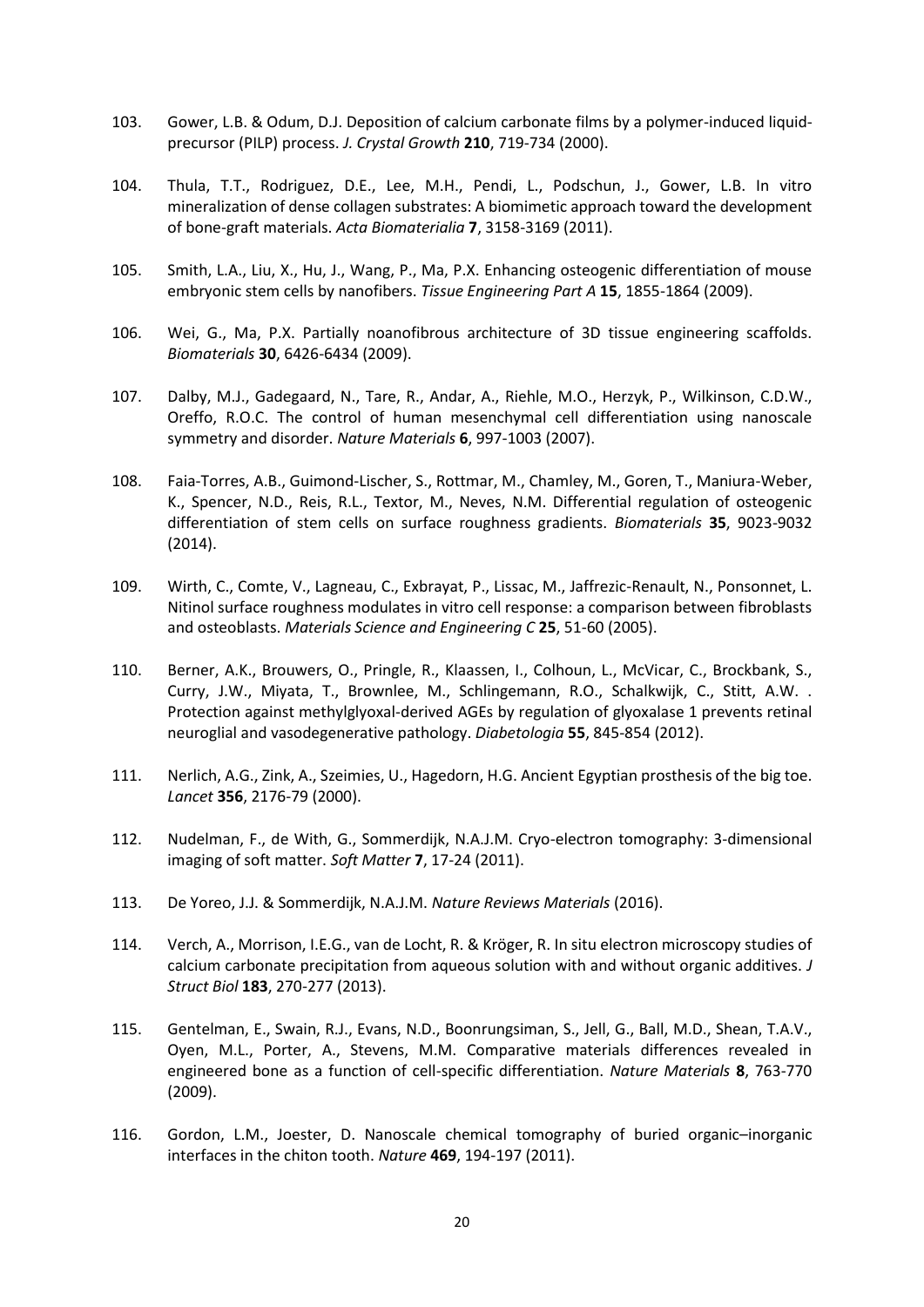103. Gower, L.B. & Odum, D.J. Deposition of calcium carbonate films by a polymer-induced liquid-precursor (PILP) process. *J. Crystal Growth* **210**, 719-734 (2000).

104. Thula, T.T., Rodriguez, D.E., Lee, M.H., Pendi, L., Podschun, J., Gower, L.B. In vitro mineralization of dense collagen substrates: A biomimetic approach toward the development of bone-graft materials. *Acta Biomaterialia* **7**, 3158-3169 (2011).

105. Smith, L.A., Liu, X., Hu, J., Wang, P., Ma, P.X. Enhancing osteogenic differentiation of mouse embryonic stem cells by nanofibers. *Tissue Engineering Part A* **15**, 1855-1864 (2009).

106. Wei, G., Ma, P.X. Partially noanofibrous architecture of 3D tissue engineering scaffolds. *Biomaterials* **30**, 6426-6434 (2009).

107. Dalby, M.J., Gadegaard, N., Tare, R., Andar, A., Riehle, M.O., Herzyk, P., Wilkinson, C.D.W., Oreffo, R.O.C. The control of human mesenchymal cell differentiation using nanoscale symmetry and disorder. *Nature Materials* **6**, 997-1003 (2007).

108. Faia-Torres, A.B., Guimond-Lischer, S., Rottmar, M., Chamley, M., Goren, T., Maniura-Weber, K., Spencer, N.D., Reis, R.L., Textor, M., Neves, N.M. Differential regulation of osteogenic differentiation of stem cells on surface roughness gradients. *Biomaterials* **35**, 9023-9032 (2014).

109. Wirth, C., Comte, V., Lagneau, C., Exbrayat, P., Lissac, M., Jaffrezic-Renault, N., Ponsonnet, L. Nitinol surface roughness modulates in vitro cell response: a comparison between fibroblasts and osteoblasts. *Materials Science and Engineering C* **25**, 51-60 (2005).

110. Berner, A.K., Brouwers, O., Pringle, R., Klaassen, I., Colhoun, L., McVicar, C., Brockbank, S., Curry, J.W., Miyata, T., Brownlee, M., Schlingemann, R.O., Schalkwijk, C., Stitt, A.W. . Protection against methylglyoxal-derived AGEs by regulation of glyoxalase 1 prevents retinal neuroglial and vasodegenerative pathology. *Diabetologia* **55**, 845-854 (2012).

111. Nerlich, A.G., Zink, A., Szeimies, U., Hagedorn, H.G. Ancient Egyptian prosthesis of the big toe. *Lancet* **356**, 2176-79 (2000).

112. Nudelman, F., de With, G., Sommerdijk, N.A.J.M. Cryo-electron tomography: 3-dimensional imaging of soft matter. *Soft Matter* **7**, 17-24 (2011).

113. De Yoreo, J.J. & Sommerdijk, N.A.J.M. *Nature Reviews Materials* (2016).

114. Verch, A., Morrison, I.E.G., van de Locht, R. & Kröger, R. In situ electron microscopy studies of calcium carbonate precipitation from aqueous solution with and without organic additives. *J Struct Biol* **183**, 270-277 (2013).

115. Gentelman, E., Swain, R.J., Evans, N.D., Boonrungsiman, S., Jell, G., Ball, M.D., Shean, T.A.V., Oyen, M.L., Porter, A., Stevens, M.M. Comparative materials differences revealed in engineered bone as a function of cell-specific differentiation. *Nature Materials* **8**, 763-770 (2009).

116. Gordon, L.M., Joester, D. Nanoscale chemical tomography of buried organic–inorganic interfaces in the chiton tooth. *Nature* **469**, 194-197 (2011).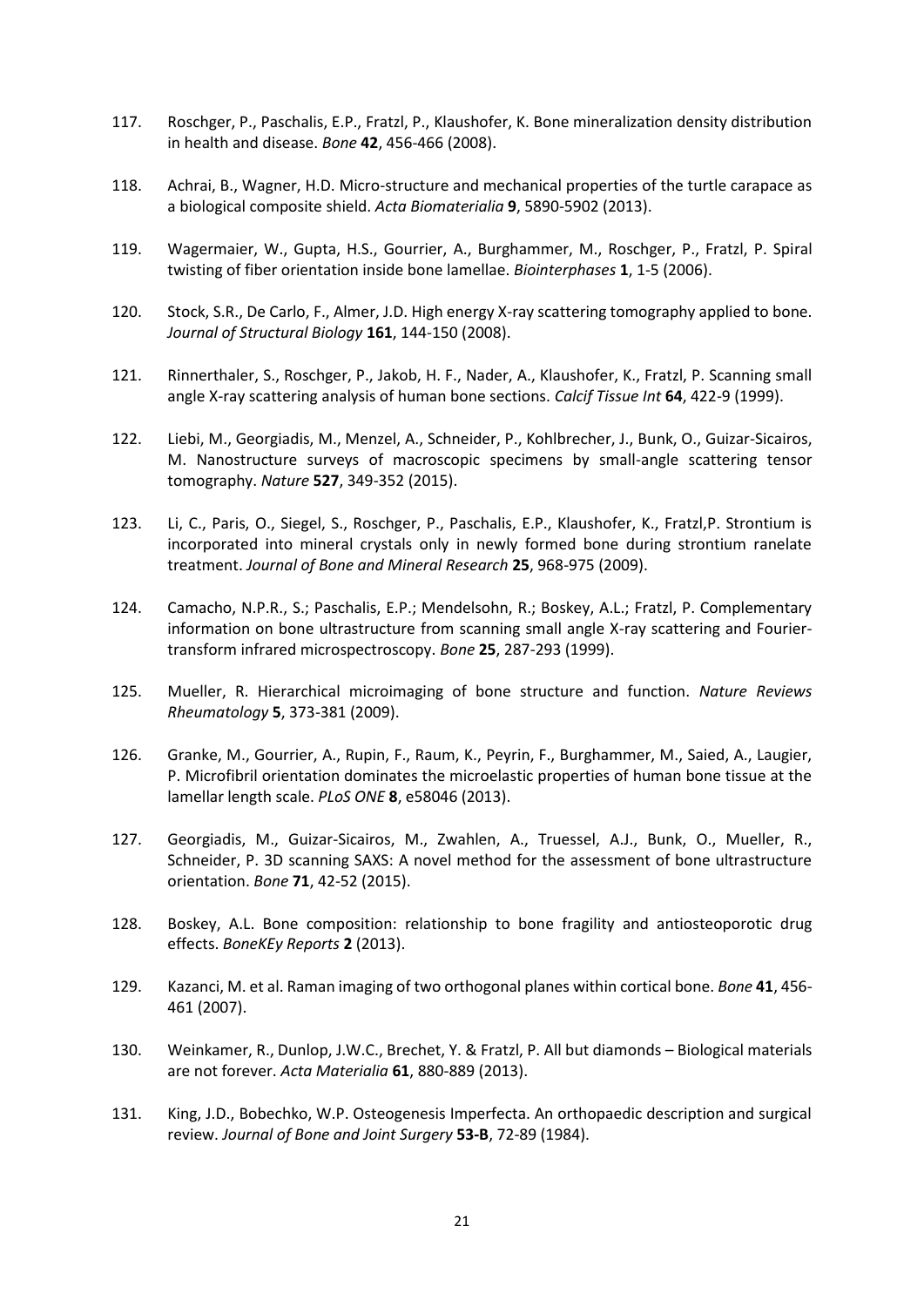117. Roschger, P., Paschalis, E.P., Fratzl, P., Klaushofer, K. Bone mineralization density distribution in health and disease. *Bone* **42**, 456-466 (2008).

118. Achrai, B., Wagner, H.D. Micro-structure and mechanical properties of the turtle carapace as a biological composite shield. *Acta Biomaterialia* **9**, 5890-5902 (2013).

119. Wagermaier, W., Gupta, H.S., Gourrier, A., Burghammer, M., Roschger, P., Fratzl, P. Spiral twisting of fiber orientation inside bone lamellae. *Biointerphases* **1**, 1-5 (2006).

120. Stock, S.R., De Carlo, F., Almer, J.D. High energy X-ray scattering tomography applied to bone. *Journal of Structural Biology* **161**, 144-150 (2008).

121. Rinnerthaler, S., Roschger, P., Jakob, H. F., Nader, A., Klaushofer, K., Fratzl, P. Scanning small angle X-ray scattering analysis of human bone sections. *Calcif Tissue Int* **64**, 422-9 (1999).

122. Liebi, M., Georgiadis, M., Menzel, A., Schneider, P., Kohlbrecher, J., Bunk, O., Guizar-Sicairos, M. Nanostructure surveys of macroscopic specimens by small-angle scattering tensor tomography. *Nature* **527**, 349-352 (2015).

123. Li, C., Paris, O., Siegel, S., Roschger, P., Paschalis, E.P., Klaushofer, K., Fratzl,P. Strontium is incorporated into mineral crystals only in newly formed bone during strontium ranelate treatment. *Journal of Bone and Mineral Research* **25**, 968-975 (2009).

124. Camacho, N.P.R., S.; Paschalis, E.P.; Mendelsohn, R.; Boskey, A.L.; Fratzl, P. Complementary information on bone ultrastructure from scanning small angle X-ray scattering and Fourier-transform infrared microspectroscopy. *Bone* **25**, 287-293 (1999).

125. Mueller, R. Hierarchical microimaging of bone structure and function. *Nature Reviews Rheumatology* **5**, 373-381 (2009).

126. Granke, M., Gourrier, A., Rupin, F., Raum, K., Peyrin, F., Burghammer, M., Saied, A., Laugier, P. Microfibril orientation dominates the microelastic properties of human bone tissue at the lamellar length scale. *PLoS ONE* **8**, e58046 (2013).

127. Georgiadis, M., Guizar-Sicairos, M., Zwahlen, A., Truessel, A.J., Bunk, O., Mueller, R., Schneider, P. 3D scanning SAXS: A novel method for the assessment of bone ultrastructure orientation. *Bone* **71**, 42-52 (2015).

128. Boskey, A.L. Bone composition: relationship to bone fragility and antiosteoporotic drug effects. *BoneKEy Reports* **2** (2013).

129. Kazanci, M. et al. Raman imaging of two orthogonal planes within cortical bone. *Bone* **41**, 456-461 (2007).

130. Weinkamer, R., Dunlop, J.W.C., Brechet, Y. & Fratzl, P. All but diamonds – Biological materials are not forever. *Acta Materialia* **61**, 880-889 (2013).

131. King, J.D., Bobechko, W.P. Osteogenesis Imperfecta. An orthopaedic description and surgical review. *Journal of Bone and Joint Surgery* **53-B**, 72-89 (1984).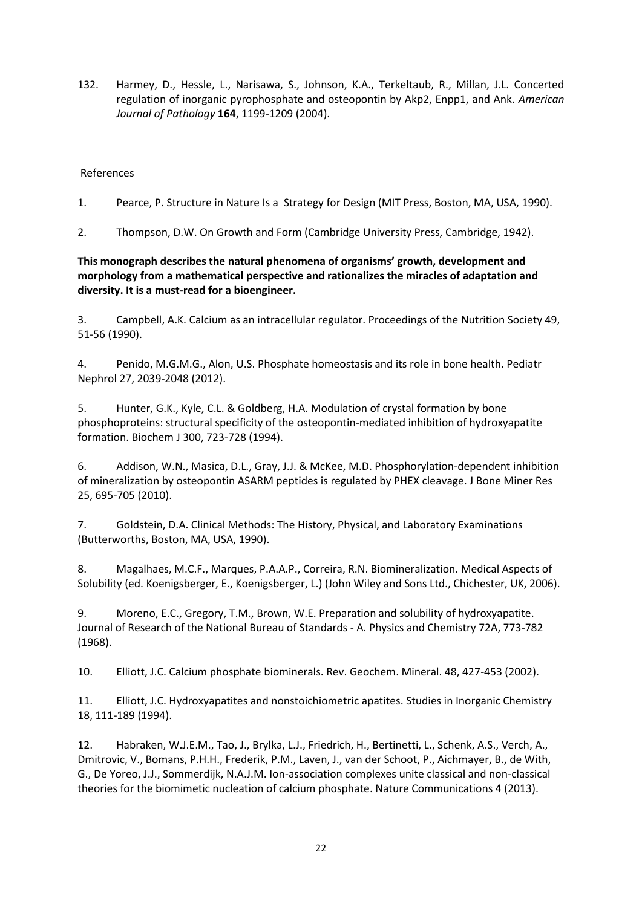132. Harmey, D., Hessle, L., Narisawa, S., Johnson, K.A., Terkeltaub, R., Millan, J.L. Concerted regulation of inorganic pyrophosphate and osteopontin by Akp2, Enpp1, and Ank. *American Journal of Pathology* **164**, 1199-1209 (2004).

References

1. Pearce, P. Structure in Nature Is a Strategy for Design (MIT Press, Boston, MA, USA, 1990).

2. Thompson, D.W. On Growth and Form (Cambridge University Press, Cambridge, 1942).

**This monograph describes the natural phenomena of organisms' growth, development and morphology from a mathematical perspective and rationalizes the miracles of adaptation and diversity. It is a must-read for a bioengineer.**

3. Campbell, A.K. Calcium as an intracellular regulator. Proceedings of the Nutrition Society 49, 51-56 (1990).

4. Penido, M.G.M.G., Alon, U.S. Phosphate homeostasis and its role in bone health. Pediatr Nephrol 27, 2039-2048 (2012).

5. Hunter, G.K., Kyle, C.L. & Goldberg, H.A. Modulation of crystal formation by bone phosphoproteins: structural specificity of the osteopontin-mediated inhibition of hydroxyapatite formation. Biochem J 300, 723-728 (1994).

6. Addison, W.N., Masica, D.L., Gray, J.J. & McKee, M.D. Phosphorylation-dependent inhibition of mineralization by osteopontin ASARM peptides is regulated by PHEX cleavage. J Bone Miner Res 25, 695-705 (2010).

7. Goldstein, D.A. Clinical Methods: The History, Physical, and Laboratory Examinations (Butterworths, Boston, MA, USA, 1990).

8. Magalhaes, M.C.F., Marques, P.A.A.P., Correira, R.N. Biomineralization. Medical Aspects of Solubility (ed. Koenigsberger, E., Koenigsberger, L.) (John Wiley and Sons Ltd., Chichester, UK, 2006).

9. Moreno, E.C., Gregory, T.M., Brown, W.E. Preparation and solubility of hydroxyapatite. Journal of Research of the National Bureau of Standards - A. Physics and Chemistry 72A, 773-782 (1968).

10. Elliott, J.C. Calcium phosphate biominerals. Rev. Geochem. Mineral. 48, 427-453 (2002).

11. Elliott, J.C. Hydroxyapatites and nonstoichiometric apatites. Studies in Inorganic Chemistry 18, 111-189 (1994).

12. Habraken, W.J.E.M., Tao, J., Brylka, L.J., Friedrich, H., Bertinetti, L., Schenk, A.S., Verch, A., Dmitrovic, V., Bomans, P.H.H., Frederik, P.M., Laven, J., van der Schoot, P., Aichmayer, B., de With, G., De Yoreo, J.J., Sommerdijk, N.A.J.M. Ion-association complexes unite classical and non-classical theories for the biomimetic nucleation of calcium phosphate. Nature Communications 4 (2013).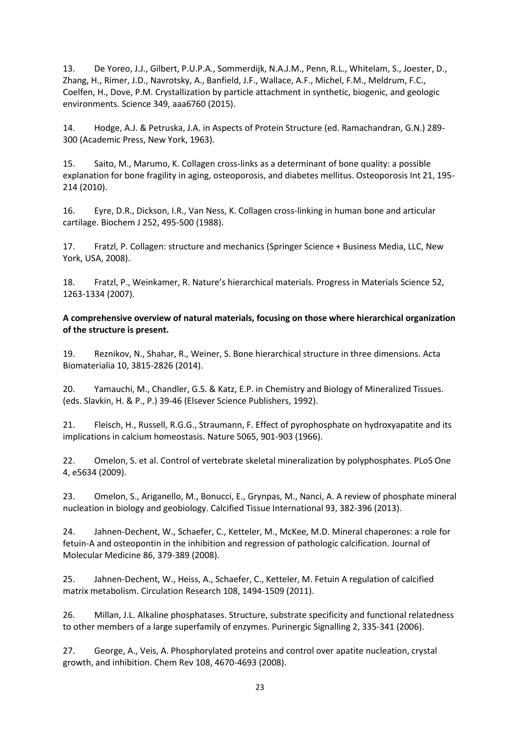13. De Yoreo, J.J., Gilbert, P.U.P.A., Sommerdijk, N.A.J.M., Penn, R.L., Whitelam, S., Joester, D., Zhang, H., Rimer, J.D., Navrotsky, A., Banfield, J.F., Wallace, A.F., Michel, F.M., Meldrum, F.C., Coelfen, H., Dove, P.M. Crystallization by particle attachment in synthetic, biogenic, and geologic environments. Science 349, aaa6760 (2015).

14. Hodge, A.J. & Petruska, J.A. in Aspects of Protein Structure (ed. Ramachandran, G.N.) 289-300 (Academic Press, New York, 1963).

15. Saito, M., Marumo, K. Collagen cross-links as a determinant of bone quality: a possible explanation for bone fragility in aging, osteoporosis, and diabetes mellitus. Osteoporosis Int 21, 195-214 (2010).

16. Eyre, D.R., Dickson, I.R., Van Ness, K. Collagen cross-linking in human bone and articular cartilage. Biochem J 252, 495-500 (1988).

17. Fratzl, P. Collagen: structure and mechanics (Springer Science + Business Media, LLC, New York, USA, 2008).

18. Fratzl, P., Weinkamer, R. Nature's hierarchical materials. Progress in Materials Science 52, 1263-1334 (2007).

**A comprehensive overview of natural materials, focusing on those where hierarchical organization of the structure is present.**

19. Reznikov, N., Shahar, R., Weiner, S. Bone hierarchical structure in three dimensions. Acta Biomaterialia 10, 3815-2826 (2014).

20. Yamauchi, M., Chandler, G.S. & Katz, E.P. in Chemistry and Biology of Mineralized Tissues. (eds. Slavkin, H. & P., P.) 39-46 (Elsever Science Publishers, 1992).

21. Fleisch, H., Russell, R.G.G., Straumann, F. Effect of pyrophosphate on hydroxyapatite and its implications in calcium homeostasis. Nature 5065, 901-903 (1966).

22. Omelon, S. et al. Control of vertebrate skeletal mineralization by polyphosphates. PLoS One 4, e5634 (2009).

23. Omelon, S., Ariganello, M., Bonucci, E., Grynpas, M., Nanci, A. A review of phosphate mineral nucleation in biology and geobiology. Calcified Tissue International 93, 382-396 (2013).

24. Jahnen-Dechent, W., Schaefer, C., Ketteler, M., McKee, M.D. Mineral chaperones: a role for fetuin-A and osteopontin in the inhibition and regression of pathologic calcification. Journal of Molecular Medicine 86, 379-389 (2008).

25. Jahnen-Dechent, W., Heiss, A., Schaefer, C., Ketteler, M. Fetuin A regulation of calcified matrix metabolism. Circulation Research 108, 1494-1509 (2011).

26. Millan, J.L. Alkaline phosphatases. Structure, substrate specificity and functional relatedness to other members of a large superfamily of enzymes. Purinergic Signalling 2, 335-341 (2006).

27. George, A., Veis, A. Phosphorylated proteins and control over apatite nucleation, crystal growth, and inhibition. Chem Rev 108, 4670-4693 (2008).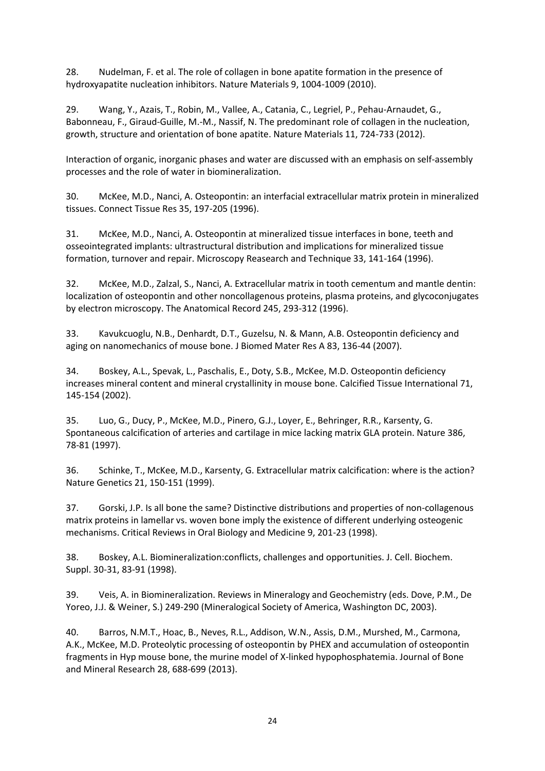28. Nudelman, F. et al. The role of collagen in bone apatite formation in the presence of hydroxyapatite nucleation inhibitors. Nature Materials 9, 1004-1009 (2010).

29. Wang, Y., Azais, T., Robin, M., Vallee, A., Catania, C., Legriel, P., Pehau-Arnaudet, G., Babonneau, F., Giraud-Guille, M.-M., Nassif, N. The predominant role of collagen in the nucleation, growth, structure and orientation of bone apatite. Nature Materials 11, 724-733 (2012).

Interaction of organic, inorganic phases and water are discussed with an emphasis on self-assembly processes and the role of water in biomineralization.

30. McKee, M.D., Nanci, A. Osteopontin: an interfacial extracellular matrix protein in mineralized tissues. Connect Tissue Res 35, 197-205 (1996).

31. McKee, M.D., Nanci, A. Osteopontin at mineralized tissue interfaces in bone, teeth and osseointegrated implants: ultrastructural distribution and implications for mineralized tissue formation, turnover and repair. Microscopy Reasearch and Technique 33, 141-164 (1996).

32. McKee, M.D., Zalzal, S., Nanci, A. Extracellular matrix in tooth cementum and mantle dentin: localization of osteopontin and other noncollagenous proteins, plasma proteins, and glycoconjugates by electron microscopy. The Anatomical Record 245, 293-312 (1996).

33. Kavukcuoglu, N.B., Denhardt, D.T., Guzelsu, N. & Mann, A.B. Osteopontin deficiency and aging on nanomechanics of mouse bone. J Biomed Mater Res A 83, 136-44 (2007).

34. Boskey, A.L., Spevak, L., Paschalis, E., Doty, S.B., McKee, M.D. Osteopontin deficiency increases mineral content and mineral crystallinity in mouse bone. Calcified Tissue International 71, 145-154 (2002).

35. Luo, G., Ducy, P., McKee, M.D., Pinero, G.J., Loyer, E., Behringer, R.R., Karsenty, G. Spontaneous calcification of arteries and cartilage in mice lacking matrix GLA protein. Nature 386, 78-81 (1997).

36. Schinke, T., McKee, M.D., Karsenty, G. Extracellular matrix calcification: where is the action? Nature Genetics 21, 150-151 (1999).

37. Gorski, J.P. Is all bone the same? Distinctive distributions and properties of non-collagenous matrix proteins in lamellar vs. woven bone imply the existence of different underlying osteogenic mechanisms. Critical Reviews in Oral Biology and Medicine 9, 201-23 (1998).

38. Boskey, A.L. Biomineralization:conflicts, challenges and opportunities. J. Cell. Biochem. Suppl. 30-31, 83-91 (1998).

39. Veis, A. in Biomineralization. Reviews in Mineralogy and Geochemistry (eds. Dove, P.M., De Yoreo, J.J. & Weiner, S.) 249-290 (Mineralogical Society of America, Washington DC, 2003).

40. Barros, N.M.T., Hoac, B., Neves, R.L., Addison, W.N., Assis, D.M., Murshed, M., Carmona, A.K., McKee, M.D. Proteolytic processing of osteopontin by PHEX and accumulation of osteopontin fragments in Hyp mouse bone, the murine model of X-linked hypophosphatemia. Journal of Bone and Mineral Research 28, 688-699 (2013).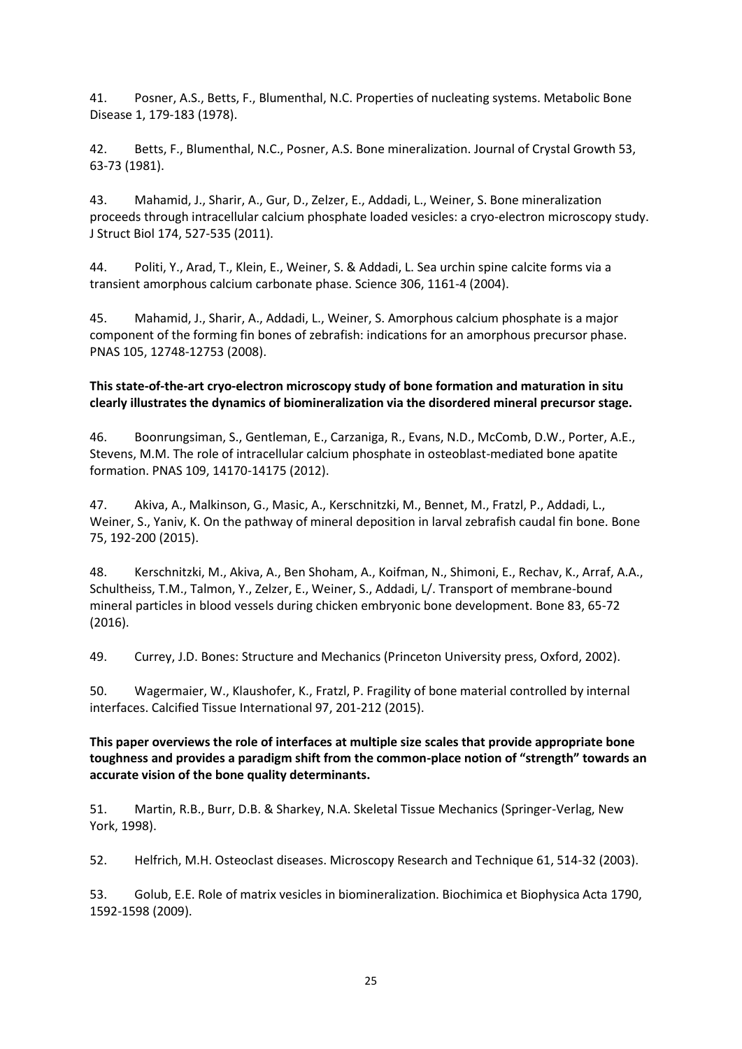41. Posner, A.S., Betts, F., Blumenthal, N.C. Properties of nucleating systems. Metabolic Bone Disease 1, 179-183 (1978).

42. Betts, F., Blumenthal, N.C., Posner, A.S. Bone mineralization. Journal of Crystal Growth 53, 63-73 (1981).

43. Mahamid, J., Sharir, A., Gur, D., Zelzer, E., Addadi, L., Weiner, S. Bone mineralization proceeds through intracellular calcium phosphate loaded vesicles: a cryo-electron microscopy study. J Struct Biol 174, 527-535 (2011).

44. Politi, Y., Arad, T., Klein, E., Weiner, S. & Addadi, L. Sea urchin spine calcite forms via a transient amorphous calcium carbonate phase. Science 306, 1161-4 (2004).

45. Mahamid, J., Sharir, A., Addadi, L., Weiner, S. Amorphous calcium phosphate is a major component of the forming fin bones of zebrafish: indications for an amorphous precursor phase. PNAS 105, 12748-12753 (2008).

**This state-of-the-art cryo-electron microscopy study of bone formation and maturation in situ clearly illustrates the dynamics of biomineralization via the disordered mineral precursor stage.**

46. Boonrungsiman, S., Gentleman, E., Carzaniga, R., Evans, N.D., McComb, D.W., Porter, A.E., Stevens, M.M. The role of intracellular calcium phosphate in osteoblast-mediated bone apatite formation. PNAS 109, 14170-14175 (2012).

47. Akiva, A., Malkinson, G., Masic, A., Kerschnitzki, M., Bennet, M., Fratzl, P., Addadi, L., Weiner, S., Yaniv, K. On the pathway of mineral deposition in larval zebrafish caudal fin bone. Bone 75, 192-200 (2015).

48. Kerschnitzki, M., Akiva, A., Ben Shoham, A., Koifman, N., Shimoni, E., Rechav, K., Arraf, A.A., Schultheiss, T.M., Talmon, Y., Zelzer, E., Weiner, S., Addadi, L/. Transport of membrane-bound mineral particles in blood vessels during chicken embryonic bone development. Bone 83, 65-72 (2016).

49. Currey, J.D. Bones: Structure and Mechanics (Princeton University press, Oxford, 2002).

50. Wagermaier, W., Klaushofer, K., Fratzl, P. Fragility of bone material controlled by internal interfaces. Calcified Tissue International 97, 201-212 (2015).

**This paper overviews the role of interfaces at multiple size scales that provide appropriate bone toughness and provides a paradigm shift from the common-place notion of "strength" towards an accurate vision of the bone quality determinants.**

51. Martin, R.B., Burr, D.B. & Sharkey, N.A. Skeletal Tissue Mechanics (Springer-Verlag, New York, 1998).

52. Helfrich, M.H. Osteoclast diseases. Microscopy Research and Technique 61, 514-32 (2003).

53. Golub, E.E. Role of matrix vesicles in biomineralization. Biochimica et Biophysica Acta 1790, 1592-1598 (2009).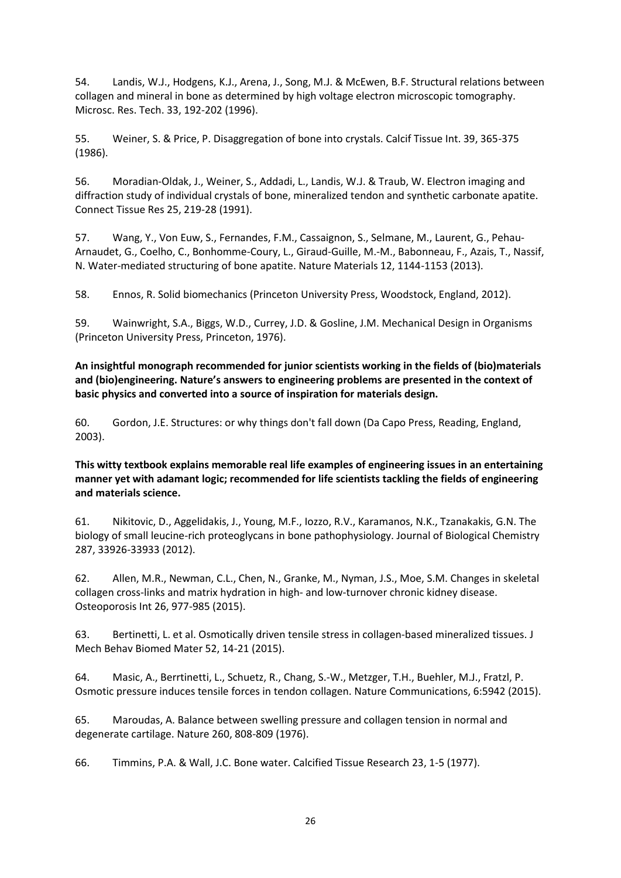54. Landis, W.J., Hodgens, K.J., Arena, J., Song, M.J. & McEwen, B.F. Structural relations between collagen and mineral in bone as determined by high voltage electron microscopic tomography. Microsc. Res. Tech. 33, 192-202 (1996).

55. Weiner, S. & Price, P. Disaggregation of bone into crystals. Calcif Tissue Int. 39, 365-375 (1986).

56. Moradian-Oldak, J., Weiner, S., Addadi, L., Landis, W.J. & Traub, W. Electron imaging and diffraction study of individual crystals of bone, mineralized tendon and synthetic carbonate apatite. Connect Tissue Res 25, 219-28 (1991).

57. Wang, Y., Von Euw, S., Fernandes, F.M., Cassaignon, S., Selmane, M., Laurent, G., Pehau-Arnaudet, G., Coelho, C., Bonhomme-Coury, L., Giraud-Guille, M.-M., Babonneau, F., Azais, T., Nassif, N. Water-mediated structuring of bone apatite. Nature Materials 12, 1144-1153 (2013).

58. Ennos, R. Solid biomechanics (Princeton University Press, Woodstock, England, 2012).

59. Wainwright, S.A., Biggs, W.D., Currey, J.D. & Gosline, J.M. Mechanical Design in Organisms (Princeton University Press, Princeton, 1976).

**An insightful monograph recommended for junior scientists working in the fields of (bio)materials and (bio)engineering. Nature's answers to engineering problems are presented in the context of basic physics and converted into a source of inspiration for materials design.**

60. Gordon, J.E. Structures: or why things don't fall down (Da Capo Press, Reading, England, 2003).

**This witty textbook explains memorable real life examples of engineering issues in an entertaining manner yet with adamant logic; recommended for life scientists tackling the fields of engineering and materials science.**

61. Nikitovic, D., Aggelidakis, J., Young, M.F., Iozzo, R.V., Karamanos, N.K., Tzanakakis, G.N. The biology of small leucine-rich proteoglycans in bone pathophysiology. Journal of Biological Chemistry 287, 33926-33933 (2012).

62. Allen, M.R., Newman, C.L., Chen, N., Granke, M., Nyman, J.S., Moe, S.M. Changes in skeletal collagen cross-links and matrix hydration in high- and low-turnover chronic kidney disease. Osteoporosis Int 26, 977-985 (2015).

63. Bertinetti, L. et al. Osmotically driven tensile stress in collagen-based mineralized tissues. J Mech Behav Biomed Mater 52, 14-21 (2015).

64. Masic, A., Berrtinetti, L., Schuetz, R., Chang, S.-W., Metzger, T.H., Buehler, M.J., Fratzl, P. Osmotic pressure induces tensile forces in tendon collagen. Nature Communications, 6:5942 (2015).

65. Maroudas, A. Balance between swelling pressure and collagen tension in normal and degenerate cartilage. Nature 260, 808-809 (1976).

66. Timmins, P.A. & Wall, J.C. Bone water. Calcified Tissue Research 23, 1-5 (1977).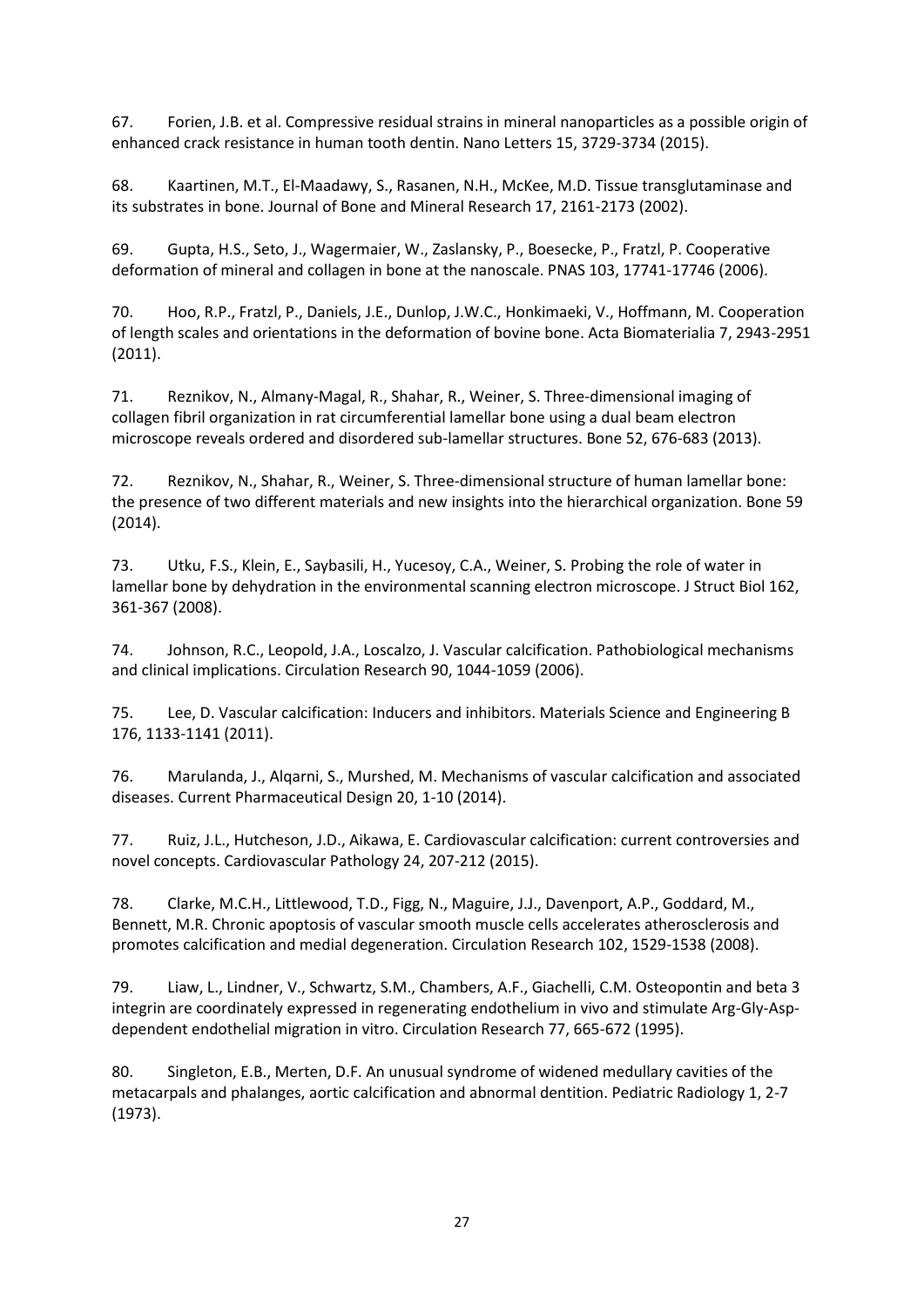67. Forien, J.B. et al. Compressive residual strains in mineral nanoparticles as a possible origin of enhanced crack resistance in human tooth dentin. Nano Letters 15, 3729-3734 (2015).

68. Kaartinen, M.T., El-Maadawy, S., Rasanen, N.H., McKee, M.D. Tissue transglutaminase and its substrates in bone. Journal of Bone and Mineral Research 17, 2161-2173 (2002).

69. Gupta, H.S., Seto, J., Wagermaier, W., Zaslansky, P., Boesecke, P., Fratzl, P. Cooperative deformation of mineral and collagen in bone at the nanoscale. PNAS 103, 17741-17746 (2006).

70. Hoo, R.P., Fratzl, P., Daniels, J.E., Dunlop, J.W.C., Honkimaeki, V., Hoffmann, M. Cooperation of length scales and orientations in the deformation of bovine bone. Acta Biomaterialia 7, 2943-2951 (2011).

71. Reznikov, N., Almany-Magal, R., Shahar, R., Weiner, S. Three-dimensional imaging of collagen fibril organization in rat circumferential lamellar bone using a dual beam electron microscope reveals ordered and disordered sub-lamellar structures. Bone 52, 676-683 (2013).

72. Reznikov, N., Shahar, R., Weiner, S. Three-dimensional structure of human lamellar bone: the presence of two different materials and new insights into the hierarchical organization. Bone 59 (2014).

73. Utku, F.S., Klein, E., Saybasili, H., Yucesoy, C.A., Weiner, S. Probing the role of water in lamellar bone by dehydration in the environmental scanning electron microscope. J Struct Biol 162, 361-367 (2008).

74. Johnson, R.C., Leopold, J.A., Loscalzo, J. Vascular calcification. Pathobiological mechanisms and clinical implications. Circulation Research 90, 1044-1059 (2006).

75. Lee, D. Vascular calcification: Inducers and inhibitors. Materials Science and Engineering B 176, 1133-1141 (2011).

76. Marulanda, J., Alqarni, S., Murshed, M. Mechanisms of vascular calcification and associated diseases. Current Pharmaceutical Design 20, 1-10 (2014).

77. Ruiz, J.L., Hutcheson, J.D., Aikawa, E. Cardiovascular calcification: current controversies and novel concepts. Cardiovascular Pathology 24, 207-212 (2015).

78. Clarke, M.C.H., Littlewood, T.D., Figg, N., Maguire, J.J., Davenport, A.P., Goddard, M., Bennett, M.R. Chronic apoptosis of vascular smooth muscle cells accelerates atherosclerosis and promotes calcification and medial degeneration. Circulation Research 102, 1529-1538 (2008).

79. Liaw, L., Lindner, V., Schwartz, S.M., Chambers, A.F., Giachelli, C.M. Osteopontin and beta 3 integrin are coordinately expressed in regenerating endothelium in vivo and stimulate Arg-Gly-Asp-dependent endothelial migration in vitro. Circulation Research 77, 665-672 (1995).

80. Singleton, E.B., Merten, D.F. An unusual syndrome of widened medullary cavities of the metacarpals and phalanges, aortic calcification and abnormal dentition. Pediatric Radiology 1, 2-7 (1973).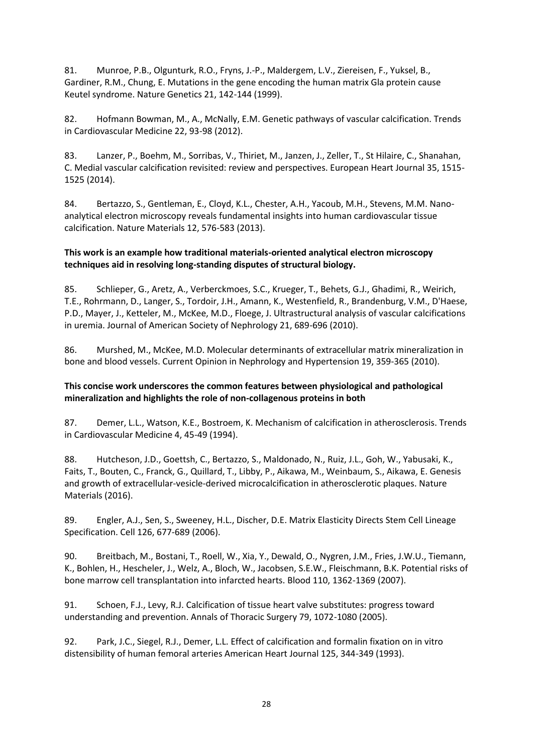81. Munroe, P.B., Olgunturk, R.O., Fryns, J.-P., Maldergem, L.V., Ziereisen, F., Yuksel, B., Gardiner, R.M., Chung, E. Mutations in the gene encoding the human matrix Gla protein cause Keutel syndrome. Nature Genetics 21, 142-144 (1999).

82. Hofmann Bowman, M., A., McNally, E.M. Genetic pathways of vascular calcification. Trends in Cardiovascular Medicine 22, 93-98 (2012).

83. Lanzer, P., Boehm, M., Sorribas, V., Thiriet, M., Janzen, J., Zeller, T., St Hilaire, C., Shanahan, C. Medial vascular calcification revisited: review and perspectives. European Heart Journal 35, 1515-1525 (2014).

84. Bertazzo, S., Gentleman, E., Cloyd, K.L., Chester, A.H., Yacoub, M.H., Stevens, M.M. Nano-analytical electron microscopy reveals fundamental insights into human cardiovascular tissue calcification. Nature Materials 12, 576-583 (2013).

**This work is an example how traditional materials-oriented analytical electron microscopy techniques aid in resolving long-standing disputes of structural biology.**

85. Schlieper, G., Aretz, A., Verberckmoes, S.C., Krueger, T., Behets, G.J., Ghadimi, R., Weirich, T.E., Rohrmann, D., Langer, S., Tordoir, J.H., Amann, K., Westenfield, R., Brandenburg, V.M., D'Haese, P.D., Mayer, J., Ketteler, M., McKee, M.D., Floege, J. Ultrastructural analysis of vascular calcifications in uremia. Journal of American Society of Nephrology 21, 689-696 (2010).

86. Murshed, M., McKee, M.D. Molecular determinants of extracellular matrix mineralization in bone and blood vessels. Current Opinion in Nephrology and Hypertension 19, 359-365 (2010).

**This concise work underscores the common features between physiological and pathological mineralization and highlights the role of non-collagenous proteins in both**

87. Demer, L.L., Watson, K.E., Bostroem, K. Mechanism of calcification in atherosclerosis. Trends in Cardiovascular Medicine 4, 45-49 (1994).

88. Hutcheson, J.D., Goettsh, C., Bertazzo, S., Maldonado, N., Ruiz, J.L., Goh, W., Yabusaki, K., Faits, T., Bouten, C., Franck, G., Quillard, T., Libby, P., Aikawa, M., Weinbaum, S., Aikawa, E. Genesis and growth of extracellular-vesicle-derived microcalcification in atherosclerotic plaques. Nature Materials (2016).

89. Engler, A.J., Sen, S., Sweeney, H.L., Discher, D.E. Matrix Elasticity Directs Stem Cell Lineage Specification. Cell 126, 677-689 (2006).

90. Breitbach, M., Bostani, T., Roell, W., Xia, Y., Dewald, O., Nygren, J.M., Fries, J.W.U., Tiemann, K., Bohlen, H., Hescheler, J., Welz, A., Bloch, W., Jacobsen, S.E.W., Fleischmann, B.K. Potential risks of bone marrow cell transplantation into infarcted hearts. Blood 110, 1362-1369 (2007).

91. Schoen, F.J., Levy, R.J. Calcification of tissue heart valve substitutes: progress toward understanding and prevention. Annals of Thoracic Surgery 79, 1072-1080 (2005).

92. Park, J.C., Siegel, R.J., Demer, L.L. Effect of calcification and formalin fixation on in vitro distensibility of human femoral arteries American Heart Journal 125, 344-349 (1993).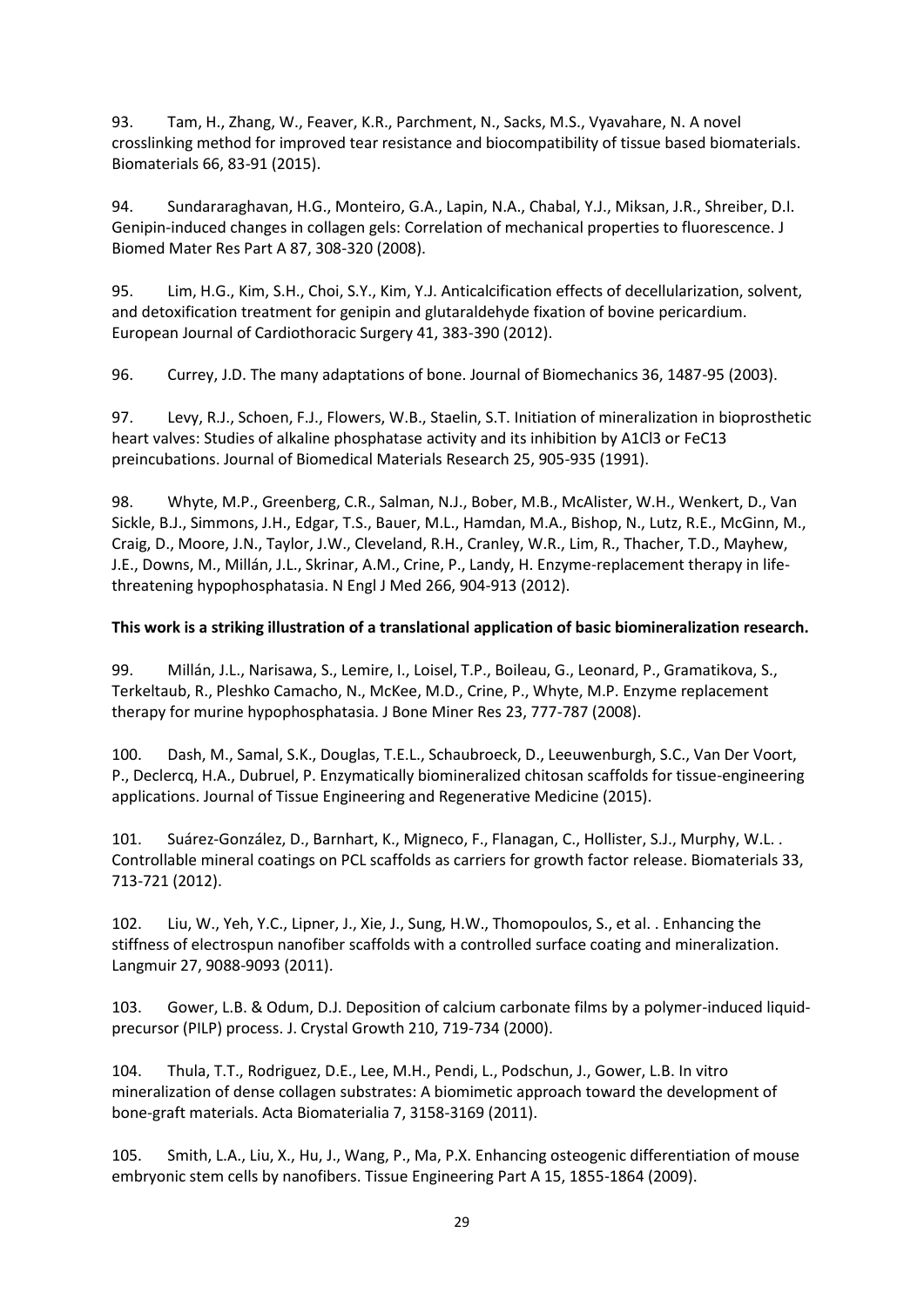93. Tam, H., Zhang, W., Feaver, K.R., Parchment, N., Sacks, M.S., Vyavahare, N. A novel crosslinking method for improved tear resistance and biocompatibility of tissue based biomaterials. Biomaterials 66, 83-91 (2015).

94. Sundararaghavan, H.G., Monteiro, G.A., Lapin, N.A., Chabal, Y.J., Miksan, J.R., Shreiber, D.I. Genipin-induced changes in collagen gels: Correlation of mechanical properties to fluorescence. J Biomed Mater Res Part A 87, 308-320 (2008).

95. Lim, H.G., Kim, S.H., Choi, S.Y., Kim, Y.J. Anticalcification effects of decellularization, solvent, and detoxification treatment for genipin and glutaraldehyde fixation of bovine pericardium. European Journal of Cardiothoracic Surgery 41, 383-390 (2012).

96. Currey, J.D. The many adaptations of bone. Journal of Biomechanics 36, 1487-95 (2003).

97. Levy, R.J., Schoen, F.J., Flowers, W.B., Staelin, S.T. Initiation of mineralization in bioprosthetic heart valves: Studies of alkaline phosphatase activity and its inhibition by A1Cl3 or FeC13 preincubations. Journal of Biomedical Materials Research 25, 905-935 (1991).

98. Whyte, M.P., Greenberg, C.R., Salman, N.J., Bober, M.B., McAlister, W.H., Wenkert, D., Van Sickle, B.J., Simmons, J.H., Edgar, T.S., Bauer, M.L., Hamdan, M.A., Bishop, N., Lutz, R.E., McGinn, M., Craig, D., Moore, J.N., Taylor, J.W., Cleveland, R.H., Cranley, W.R., Lim, R., Thacher, T.D., Mayhew, J.E., Downs, M., Millán, J.L., Skrinar, A.M., Crine, P., Landy, H. Enzyme-replacement therapy in life-threatening hypophosphatasia. N Engl J Med 266, 904-913 (2012).

**This work is a striking illustration of a translational application of basic biomineralization research.**

99. Millán, J.L., Narisawa, S., Lemire, I., Loisel, T.P., Boileau, G., Leonard, P., Gramatikova, S., Terkeltaub, R., Pleshko Camacho, N., McKee, M.D., Crine, P., Whyte, M.P. Enzyme replacement therapy for murine hypophosphatasia. J Bone Miner Res 23, 777-787 (2008).

100. Dash, M., Samal, S.K., Douglas, T.E.L., Schaubroeck, D., Leeuwenburgh, S.C., Van Der Voort, P., Declercq, H.A., Dubruel, P. Enzymatically biomineralized chitosan scaffolds for tissue-engineering applications. Journal of Tissue Engineering and Regenerative Medicine (2015).

101. Suárez-González, D., Barnhart, K., Migneco, F., Flanagan, C., Hollister, S.J., Murphy, W.L. . Controllable mineral coatings on PCL scaffolds as carriers for growth factor release. Biomaterials 33, 713-721 (2012).

102. Liu, W., Yeh, Y.C., Lipner, J., Xie, J., Sung, H.W., Thomopoulos, S., et al. . Enhancing the stiffness of electrospun nanofiber scaffolds with a controlled surface coating and mineralization. Langmuir 27, 9088-9093 (2011).

103. Gower, L.B. & Odum, D.J. Deposition of calcium carbonate films by a polymer-induced liquid-precursor (PILP) process. J. Crystal Growth 210, 719-734 (2000).

104. Thula, T.T., Rodriguez, D.E., Lee, M.H., Pendi, L., Podschun, J., Gower, L.B. In vitro mineralization of dense collagen substrates: A biomimetic approach toward the development of bone-graft materials. Acta Biomaterialia 7, 3158-3169 (2011).

105. Smith, L.A., Liu, X., Hu, J., Wang, P., Ma, P.X. Enhancing osteogenic differentiation of mouse embryonic stem cells by nanofibers. Tissue Engineering Part A 15, 1855-1864 (2009).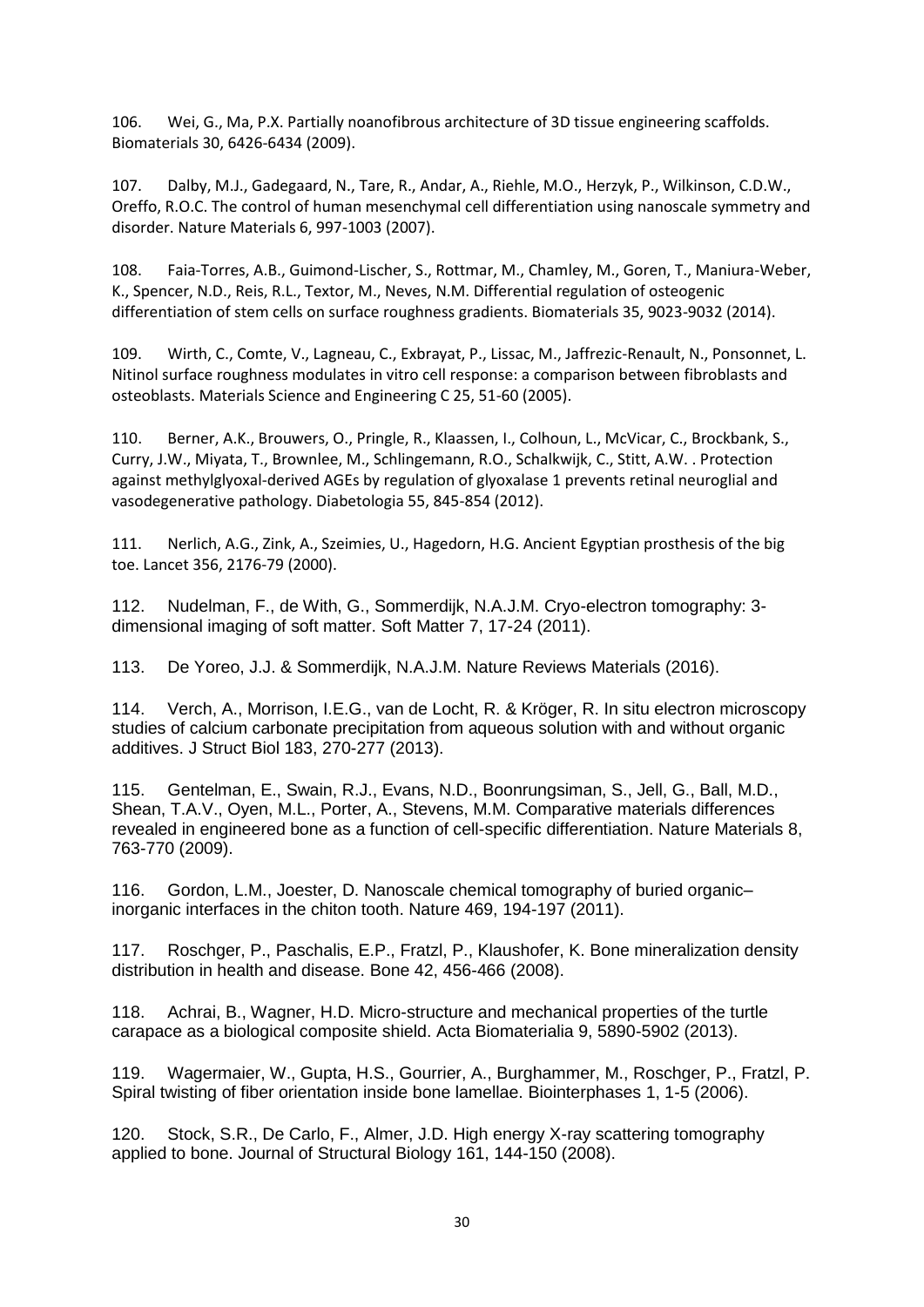106. Wei, G., Ma, P.X. Partially noanofibrous architecture of 3D tissue engineering scaffolds. Biomaterials 30, 6426-6434 (2009).

107. Dalby, M.J., Gadegaard, N., Tare, R., Andar, A., Riehle, M.O., Herzyk, P., Wilkinson, C.D.W., Oreffo, R.O.C. The control of human mesenchymal cell differentiation using nanoscale symmetry and disorder. Nature Materials 6, 997-1003 (2007).

108. Faia-Torres, A.B., Guimond-Lischer, S., Rottmar, M., Chamley, M., Goren, T., Maniura-Weber, K., Spencer, N.D., Reis, R.L., Textor, M., Neves, N.M. Differential regulation of osteogenic differentiation of stem cells on surface roughness gradients. Biomaterials 35, 9023-9032 (2014).

109. Wirth, C., Comte, V., Lagneau, C., Exbrayat, P., Lissac, M., Jaffrezic-Renault, N., Ponsonnet, L. Nitinol surface roughness modulates in vitro cell response: a comparison between fibroblasts and osteoblasts. Materials Science and Engineering C 25, 51-60 (2005).

110. Berner, A.K., Brouwers, O., Pringle, R., Klaassen, I., Colhoun, L., McVicar, C., Brockbank, S., Curry, J.W., Miyata, T., Brownlee, M., Schlingemann, R.O., Schalkwijk, C., Stitt, A.W. . Protection against methylglyoxal-derived AGEs by regulation of glyoxalase 1 prevents retinal neuroglial and vasodegenerative pathology. Diabetologia 55, 845-854 (2012).

111. Nerlich, A.G., Zink, A., Szeimies, U., Hagedorn, H.G. Ancient Egyptian prosthesis of the big toe. Lancet 356, 2176-79 (2000).

112. Nudelman, F., de With, G., Sommerdijk, N.A.J.M. Cryo-electron tomography: 3-dimensional imaging of soft matter. Soft Matter 7, 17-24 (2011).

113. De Yoreo, J.J. & Sommerdijk, N.A.J.M. Nature Reviews Materials (2016).

114. Verch, A., Morrison, I.E.G., van de Locht, R. & Kröger, R. In situ electron microscopy studies of calcium carbonate precipitation from aqueous solution with and without organic additives. J Struct Biol 183, 270-277 (2013).

115. Gentelman, E., Swain, R.J., Evans, N.D., Boonrungsiman, S., Jell, G., Ball, M.D., Shean, T.A.V., Oyen, M.L., Porter, A., Stevens, M.M. Comparative materials differences revealed in engineered bone as a function of cell-specific differentiation. Nature Materials 8, 763-770 (2009).

116. Gordon, L.M., Joester, D. Nanoscale chemical tomography of buried organic–inorganic interfaces in the chiton tooth. Nature 469, 194-197 (2011).

117. Roschger, P., Paschalis, E.P., Fratzl, P., Klaushofer, K. Bone mineralization density distribution in health and disease. Bone 42, 456-466 (2008).

118. Achrai, B., Wagner, H.D. Micro-structure and mechanical properties of the turtle carapace as a biological composite shield. Acta Biomaterialia 9, 5890-5902 (2013).

119. Wagermaier, W., Gupta, H.S., Gourrier, A., Burghammer, M., Roschger, P., Fratzl, P. Spiral twisting of fiber orientation inside bone lamellae. Biointerphases 1, 1-5 (2006).

120. Stock, S.R., De Carlo, F., Almer, J.D. High energy X-ray scattering tomography applied to bone. Journal of Structural Biology 161, 144-150 (2008).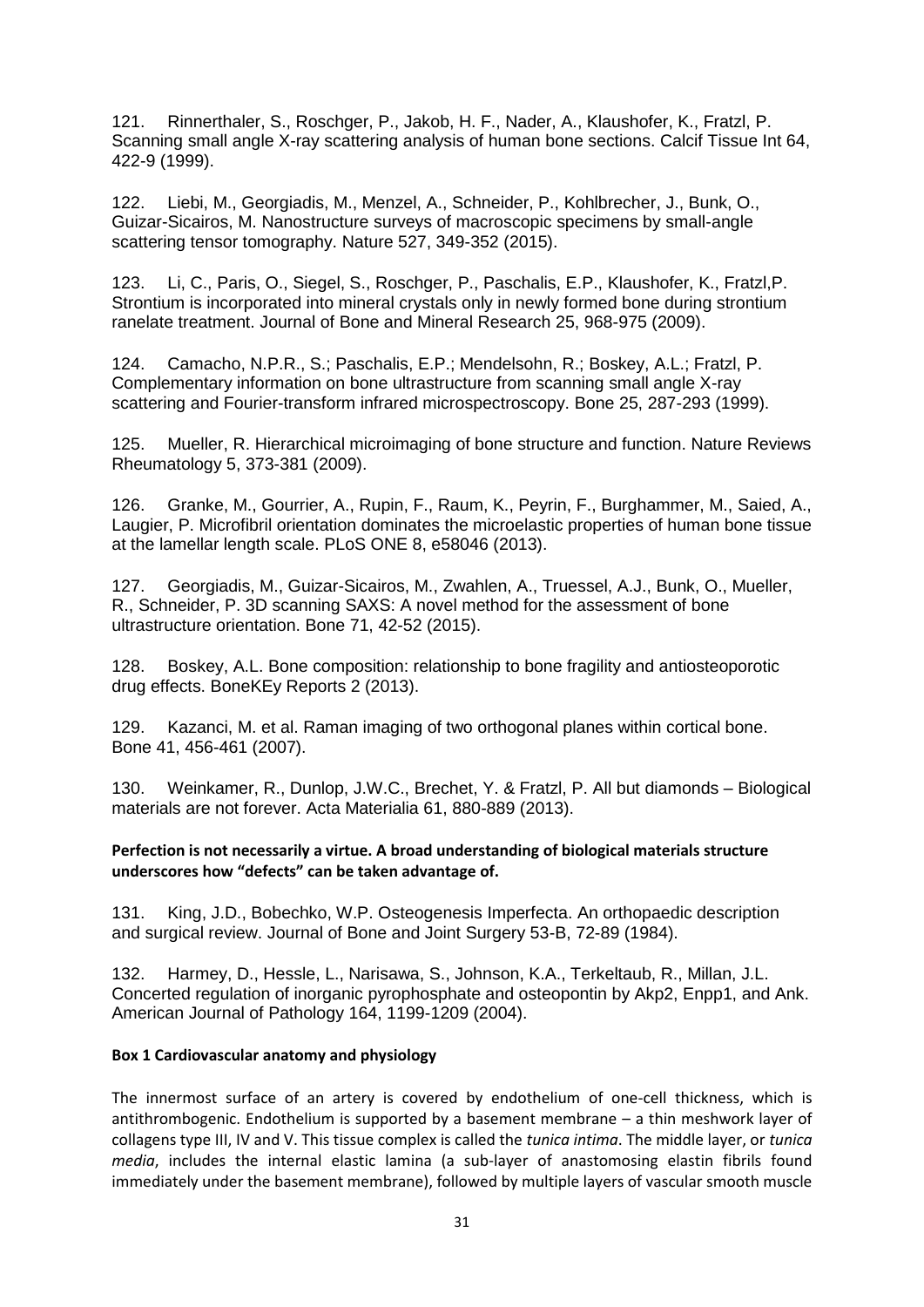121. Rinnerthaler, S., Roschger, P., Jakob, H. F., Nader, A., Klaushofer, K., Fratzl, P. Scanning small angle X-ray scattering analysis of human bone sections. Calcif Tissue Int 64, 422-9 (1999).

122. Liebi, M., Georgiadis, M., Menzel, A., Schneider, P., Kohlbrecher, J., Bunk, O., Guizar-Sicairos, M. Nanostructure surveys of macroscopic specimens by small-angle scattering tensor tomography. Nature 527, 349-352 (2015).

123. Li, C., Paris, O., Siegel, S., Roschger, P., Paschalis, E.P., Klaushofer, K., Fratzl,P. Strontium is incorporated into mineral crystals only in newly formed bone during strontium ranelate treatment. Journal of Bone and Mineral Research 25, 968-975 (2009).

124. Camacho, N.P.R., S.; Paschalis, E.P.; Mendelsohn, R.; Boskey, A.L.; Fratzl, P. Complementary information on bone ultrastructure from scanning small angle X-ray scattering and Fourier-transform infrared microspectroscopy. Bone 25, 287-293 (1999).

125. Mueller, R. Hierarchical microimaging of bone structure and function. Nature Reviews Rheumatology 5, 373-381 (2009).

126. Granke, M., Gourrier, A., Rupin, F., Raum, K., Peyrin, F., Burghammer, M., Saied, A., Laugier, P. Microfibril orientation dominates the microelastic properties of human bone tissue at the lamellar length scale. PLoS ONE 8, e58046 (2013).

127. Georgiadis, M., Guizar-Sicairos, M., Zwahlen, A., Truessel, A.J., Bunk, O., Mueller, R., Schneider, P. 3D scanning SAXS: A novel method for the assessment of bone ultrastructure orientation. Bone 71, 42-52 (2015).

128. Boskey, A.L. Bone composition: relationship to bone fragility and antiosteoporotic drug effects. BoneKEy Reports 2 (2013).

129. Kazanci, M. et al. Raman imaging of two orthogonal planes within cortical bone. Bone 41, 456-461 (2007).

130. Weinkamer, R., Dunlop, J.W.C., Brechet, Y. & Fratzl, P. All but diamonds – Biological materials are not forever. Acta Materialia 61, 880-889 (2013).

**Perfection is not necessarily a virtue. A broad understanding of biological materials structure underscores how "defects" can be taken advantage of.**

131. King, J.D., Bobechko, W.P. Osteogenesis Imperfecta. An orthopaedic description and surgical review. Journal of Bone and Joint Surgery 53-B, 72-89 (1984).

132. Harmey, D., Hessle, L., Narisawa, S., Johnson, K.A., Terkeltaub, R., Millan, J.L. Concerted regulation of inorganic pyrophosphate and osteopontin by Akp2, Enpp1, and Ank. American Journal of Pathology 164, 1199-1209 (2004).

**Box 1 Cardiovascular anatomy and physiology**

The innermost surface of an artery is covered by endothelium of one-cell thickness, which is antithrombogenic. Endothelium is supported by a basement membrane – a thin meshwork layer of collagens type III, IV and V. This tissue complex is called the *tunica intima*. The middle layer, or *tunica media*, includes the internal elastic lamina (a sub-layer of anastomosing elastin fibrils found immediately under the basement membrane), followed by multiple layers of vascular smooth muscle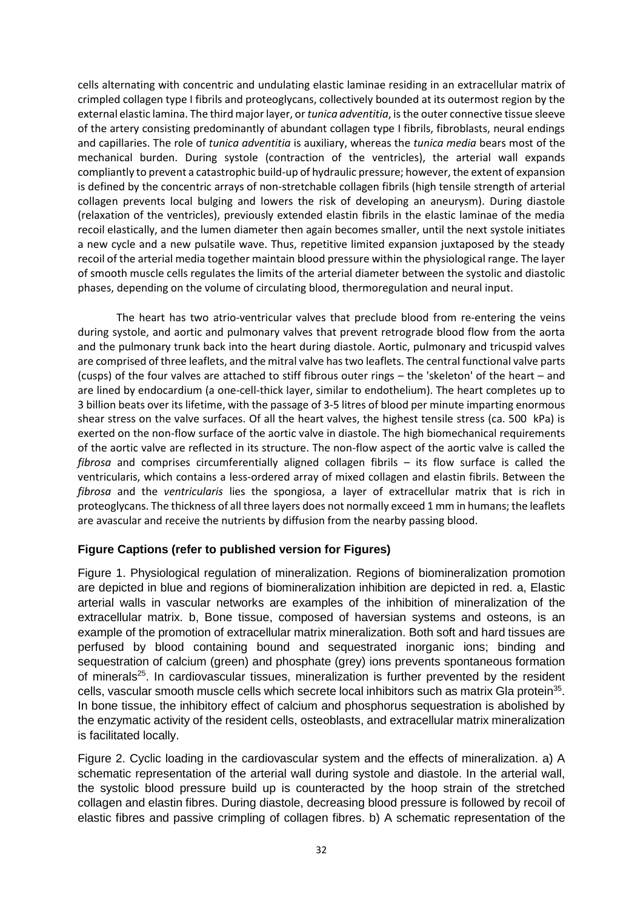cells alternating with concentric and undulating elastic laminae residing in an extracellular matrix of crimpled collagen type I fibrils and proteoglycans, collectively bounded at its outermost region by the external elastic lamina. The third major layer, or *tunica adventitia*, is the outer connective tissue sleeve of the artery consisting predominantly of abundant collagen type I fibrils, fibroblasts, neural endings and capillaries. The role of *tunica adventitia* is auxiliary, whereas the *tunica media* bears most of the mechanical burden. During systole (contraction of the ventricles), the arterial wall expands compliantly to prevent a catastrophic build-up of hydraulic pressure; however, the extent of expansion is defined by the concentric arrays of non-stretchable collagen fibrils (high tensile strength of arterial collagen prevents local bulging and lowers the risk of developing an aneurysm). During diastole (relaxation of the ventricles), previously extended elastin fibrils in the elastic laminae of the media recoil elastically, and the lumen diameter then again becomes smaller, until the next systole initiates a new cycle and a new pulsatile wave. Thus, repetitive limited expansion juxtaposed by the steady recoil of the arterial media together maintain blood pressure within the physiological range. The layer of smooth muscle cells regulates the limits of the arterial diameter between the systolic and diastolic phases, depending on the volume of circulating blood, thermoregulation and neural input.

The heart has two atrio-ventricular valves that preclude blood from re-entering the veins during systole, and aortic and pulmonary valves that prevent retrograde blood flow from the aorta and the pulmonary trunk back into the heart during diastole. Aortic, pulmonary and tricuspid valves are comprised of three leaflets, and the mitral valve has two leaflets. The central functional valve parts (cusps) of the four valves are attached to stiff fibrous outer rings – the 'skeleton' of the heart – and are lined by endocardium (a one-cell-thick layer, similar to endothelium). The heart completes up to 3 billion beats over its lifetime, with the passage of 3-5 litres of blood per minute imparting enormous shear stress on the valve surfaces. Of all the heart valves, the highest tensile stress (ca. 500 kPa) is exerted on the non-flow surface of the aortic valve in diastole. The high biomechanical requirements of the aortic valve are reflected in its structure. The non-flow aspect of the aortic valve is called the *fibrosa* and comprises circumferentially aligned collagen fibrils – its flow surface is called the ventricularis, which contains a less-ordered array of mixed collagen and elastin fibrils. Between the *fibrosa* and the *ventricularis* lies the spongiosa, a layer of extracellular matrix that is rich in proteoglycans. The thickness of all three layers does not normally exceed 1 mm in humans; the leaflets are avascular and receive the nutrients by diffusion from the nearby passing blood.

### Figure Captions (refer to published version for Figures)

Figure 1. Physiological regulation of mineralization. Regions of biomineralization promotion are depicted in blue and regions of biomineralization inhibition are depicted in red. a, Elastic arterial walls in vascular networks are examples of the inhibition of mineralization of the extracellular matrix. b, Bone tissue, composed of haversian systems and osteons, is an example of the promotion of extracellular matrix mineralization. Both soft and hard tissues are perfused by blood containing bound and sequestrated inorganic ions; binding and sequestration of calcium (green) and phosphate (grey) ions prevents spontaneous formation of minerals[25]. In cardiovascular tissues, mineralization is further prevented by the resident cells, vascular smooth muscle cells which secrete local inhibitors such as matrix Gla protein[35]. In bone tissue, the inhibitory effect of calcium and phosphorus sequestration is abolished by the enzymatic activity of the resident cells, osteoblasts, and extracellular matrix mineralization is facilitated locally.

Figure 2. Cyclic loading in the cardiovascular system and the effects of mineralization. a) A schematic representation of the arterial wall during systole and diastole. In the arterial wall, the systolic blood pressure build up is counteracted by the hoop strain of the stretched collagen and elastin fibres. During diastole, decreasing blood pressure is followed by recoil of elastic fibres and passive crimpling of collagen fibres. b) A schematic representation of the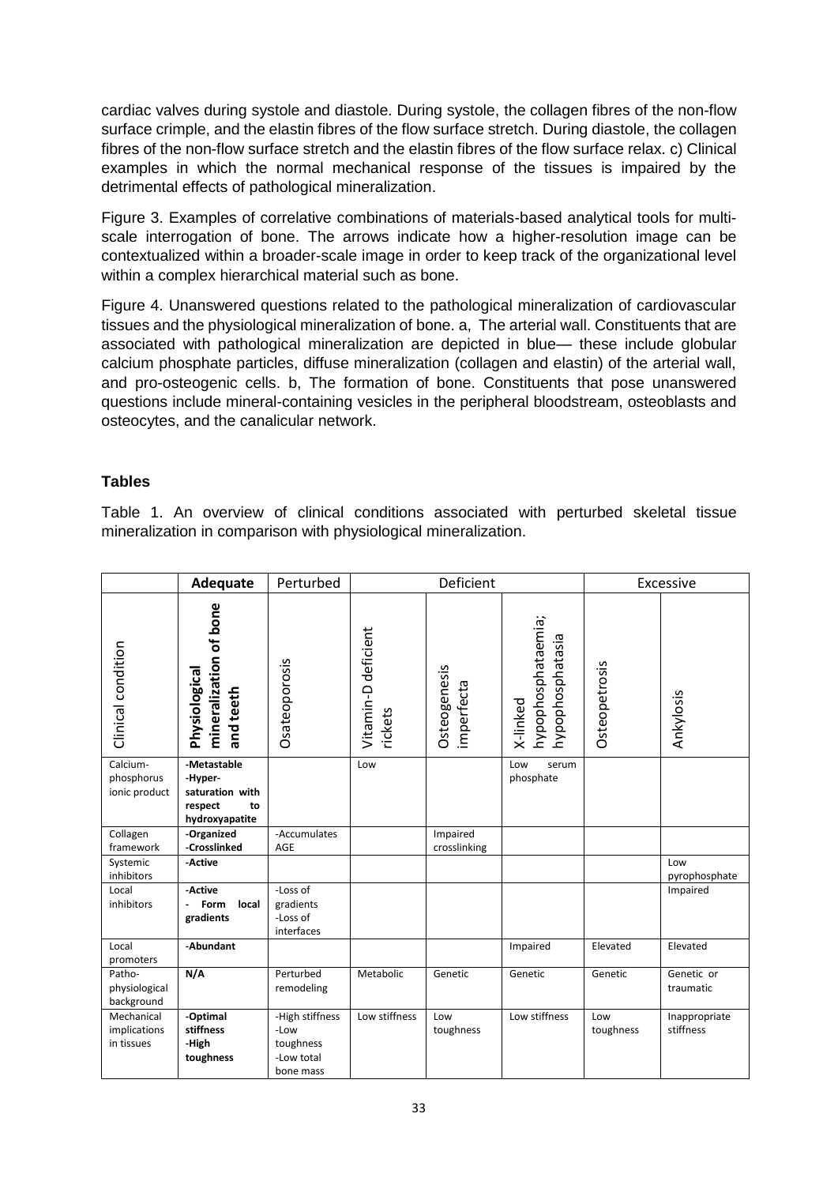cardiac valves during systole and diastole. During systole, the collagen fibres of the non-flow surface crimple, and the elastin fibres of the flow surface stretch. During diastole, the collagen fibres of the non-flow surface stretch and the elastin fibres of the flow surface relax. c) Clinical examples in which the normal mechanical response of the tissues is impaired by the detrimental effects of pathological mineralization.

Figure 3. Examples of correlative combinations of materials-based analytical tools for multi-scale interrogation of bone. The arrows indicate how a higher-resolution image can be contextualized within a broader-scale image in order to keep track of the organizational level within a complex hierarchical material such as bone.

Figure 4. Unanswered questions related to the pathological mineralization of cardiovascular tissues and the physiological mineralization of bone. a, The arterial wall. Constituents that are associated with pathological mineralization are depicted in blue— these include globular calcium phosphate particles, diffuse mineralization (collagen and elastin) of the arterial wall, and pro-osteogenic cells. b, The formation of bone. Constituents that pose unanswered questions include mineral-containing vesicles in the peripheral bloodstream, osteoblasts and osteocytes, and the canalicular network.

## Tables

Table 1. An overview of clinical conditions associated with perturbed skeletal tissue mineralization in comparison with physiological mineralization.

| | **Adequate** | Perturbed | Deficient | | | Excessive | |
|---|---|---|---|---|---|---|---|
| Clinical condition | **Physiological mineralization of bone and teeth** | Osateoporosis | Vitamin-D deficient rickets | Osteogenesis imperfecta | X-linked hypophosphataemia; hypophosphatasia | Osteopetrosis | Ankylosis |
| Calcium-phosphorus ionic product | **-Metastable -Hyper-saturation with respect to hydroxyapatite** | | Low | | Low serum phosphate | | |
| Collagen framework | **-Organized -Crosslinked** | -Accumulates AGE | | Impaired crosslinking | | | |
| Systemic inhibitors | **-Active** | | | | | | Low pyrophosphate |
| Local inhibitors | **-Active - Form local gradients** | -Loss of gradients -Loss of interfaces | | | | | Impaired |
| Local promoters | **-Abundant** | | | | Impaired | Elevated | Elevated |
| Patho-physiological background | **N/A** | Perturbed remodeling | Metabolic | Genetic | Genetic | Genetic | Genetic or traumatic |
| Mechanical implications in tissues | **-Optimal stiffness -High toughness** | -High stiffness -Low toughness -Low total bone mass | Low stiffness | Low toughness | Low stiffness | Low toughness | Inappropriate stiffness |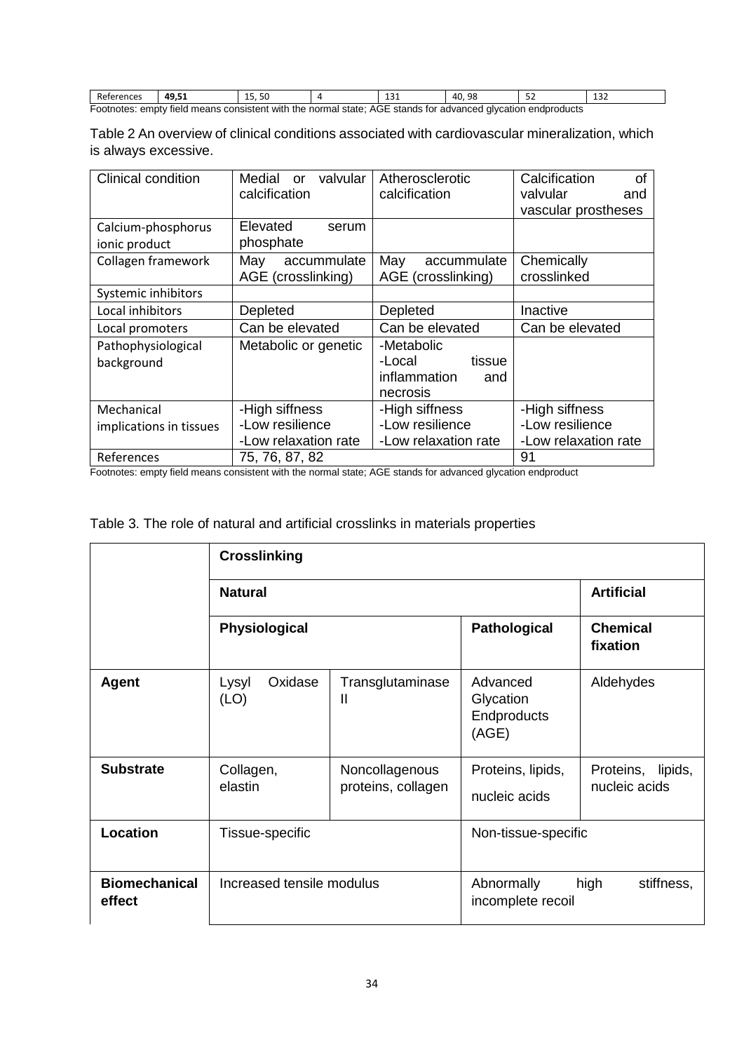| References | 49,51 | 15, 50 | 4 | 131 | 40, 98 | 52 | 132 |
|---|---|---|---|---|---|---|---|

Footnotes: empty field means consistent with the normal state; AGE stands for advanced glycation endproducts

Table 2 An overview of clinical conditions associated with cardiovascular mineralization, which is always excessive.

| Clinical condition | Medial or valvular calcification | Atherosclerotic calcification | Calcification of valvular and vascular prostheses |
|---|---|---|---|
| Calcium-phosphorus ionic product | Elevated serum phosphate | | |
| Collagen framework | May accummulate AGE (crosslinking) | May accummulate AGE (crosslinking) | Chemically crosslinked |
| Systemic inhibitors | | | |
| Local inhibitors | Depleted | Depleted | Inactive |
| Local promoters | Can be elevated | Can be elevated | Can be elevated |
| Pathophysiological background | Metabolic or genetic | -Metabolic<br>-Local tissue inflammation and necrosis | |
| Mechanical implications in tissues | -High siffness<br>-Low resilience<br>-Low relaxation rate | -High siffness<br>-Low resilience<br>-Low relaxation rate | -High siffness<br>-Low resilience<br>-Low relaxation rate |
| References | 75, 76, 87, 82 | | 91 |

Footnotes: empty field means consistent with the normal state; AGE stands for advanced glycation endproduct

Table 3. The role of natural and artificial crosslinks in materials properties

| | **Crosslinking** | | | |
|---|---|---|---|---|
| | **Natural** | | | **Artificial** |
| | **Physiological** | | **Pathological** | **Chemical fixation** |
| **Agent** | Lysyl Oxidase (LO) | Transglutaminase II | Advanced Glycation Endproducts (AGE) | Aldehydes |
| **Substrate** | Collagen, elastin | Noncollagenous proteins, collagen | Proteins, lipids, nucleic acids | Proteins, lipids, nucleic acids |
| **Location** | Tissue-specific | | Non-tissue-specific | |
| **Biomechanical effect** | Increased tensile modulus | | Abnormally high stiffness, incomplete recoil | |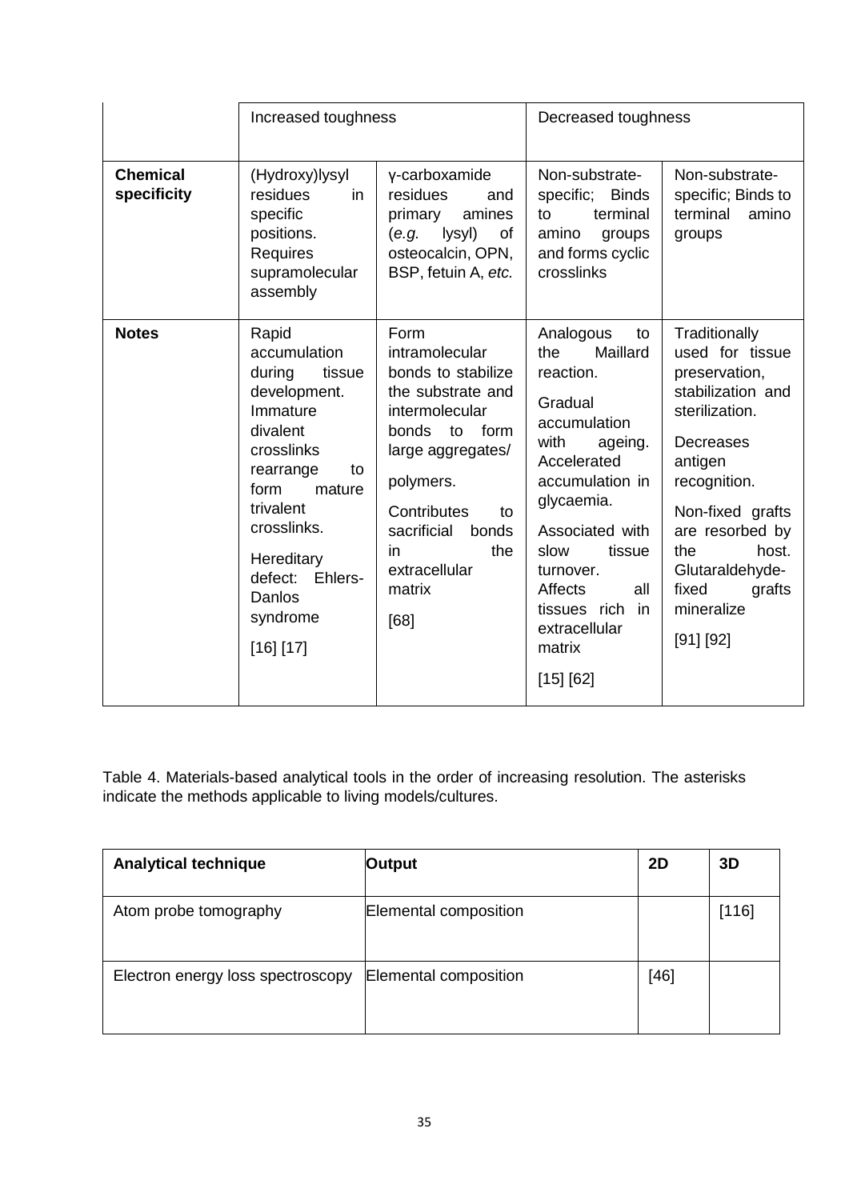| | Increased toughness | | Decreased toughness | |
|---|---|---|---|---|
| **Chemical specificity** | (Hydroxy)lysyl residues in specific positions. Requires supramolecular assembly | γ-carboxamide residues and primary amines (*e.g.* lysyl) of osteocalcin, OPN, BSP, fetuin A, *etc.* | Non-substrate-specific; Binds to terminal amino groups and forms cyclic crosslinks | Non-substrate-specific; Binds to terminal amino groups |
| **Notes** | Rapid accumulation during tissue development. Immature divalent crosslinks rearrange to form mature trivalent crosslinks.<br><br>Hereditary defect: Ehlers-Danlos syndrome<br><br>[16] [17] | Form intramolecular bonds to stabilize the substrate and intermolecular bonds to form large aggregates/ polymers.<br><br>Contributes to sacrificial bonds in the extracellular matrix<br><br>[68] | Analogous to the Maillard reaction.<br><br>Gradual accumulation with ageing. Accelerated accumulation in glycaemia.<br><br>Associated with slow tissue turnover. Affects all tissues rich in extracellular matrix<br><br>[15] [62] | Traditionally used for tissue preservation, stabilization and sterilization.<br><br>Decreases antigen recognition.<br><br>Non-fixed grafts are resorbed by the host. Glutaraldehyde-fixed grafts mineralize<br><br>[91] [92] |

Table 4. Materials-based analytical tools in the order of increasing resolution. The asterisks indicate the methods applicable to living models/cultures.

| **Analytical technique** | **Output** | **2D** | **3D** |
|---|---|---|---|
| Atom probe tomography | Elemental composition | | [116] |
| Electron energy loss spectroscopy | Elemental composition | [46] | |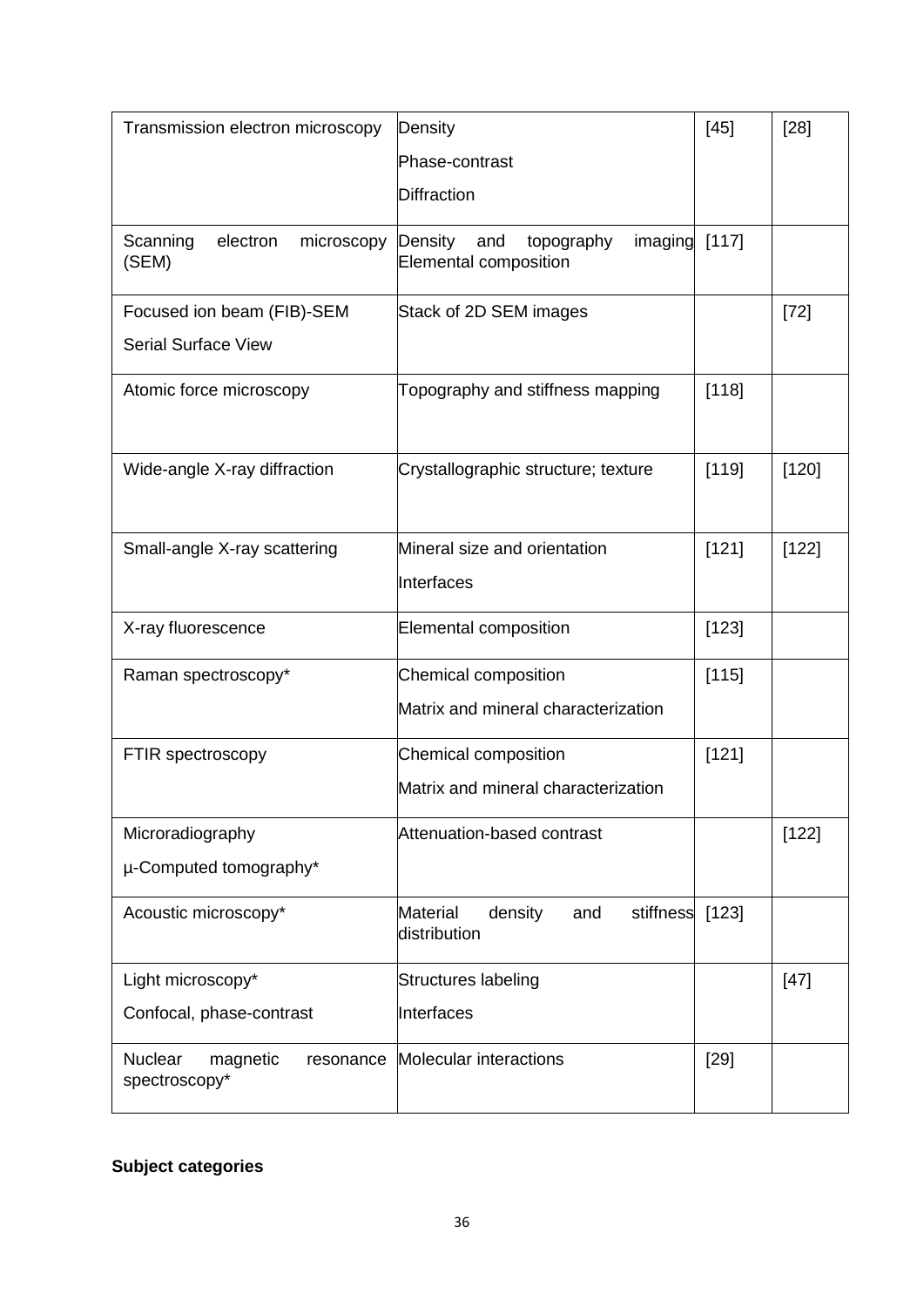| | | | |
|---|---|---|---|
| Transmission electron microscopy | Density<br>Phase-contrast<br>Diffraction | [45] | [28] |
| Scanning electron microscopy (SEM) | Density and topography imaging Elemental composition | [117] | |
| Focused ion beam (FIB)-SEM<br>Serial Surface View | Stack of 2D SEM images | | [72] |
| Atomic force microscopy | Topography and stiffness mapping | [118] | |
| Wide-angle X-ray diffraction | Crystallographic structure; texture | [119] | [120] |
| Small-angle X-ray scattering | Mineral size and orientation<br>Interfaces | [121] | [122] |
| X-ray fluorescence | Elemental composition | [123] | |
| Raman spectroscopy* | Chemical composition<br>Matrix and mineral characterization | [115] | |
| FTIR spectroscopy | Chemical composition<br>Matrix and mineral characterization | [121] | |
| Microradiography<br>µ-Computed tomography* | Attenuation-based contrast | | [122] |
| Acoustic microscopy* | Material density and stiffness distribution | [123] | |
| Light microscopy*<br>Confocal, phase-contrast | Structures labeling<br>Interfaces | | [47] |
| Nuclear magnetic resonance spectroscopy* | Molecular interactions | [29] | |

**Subject categories**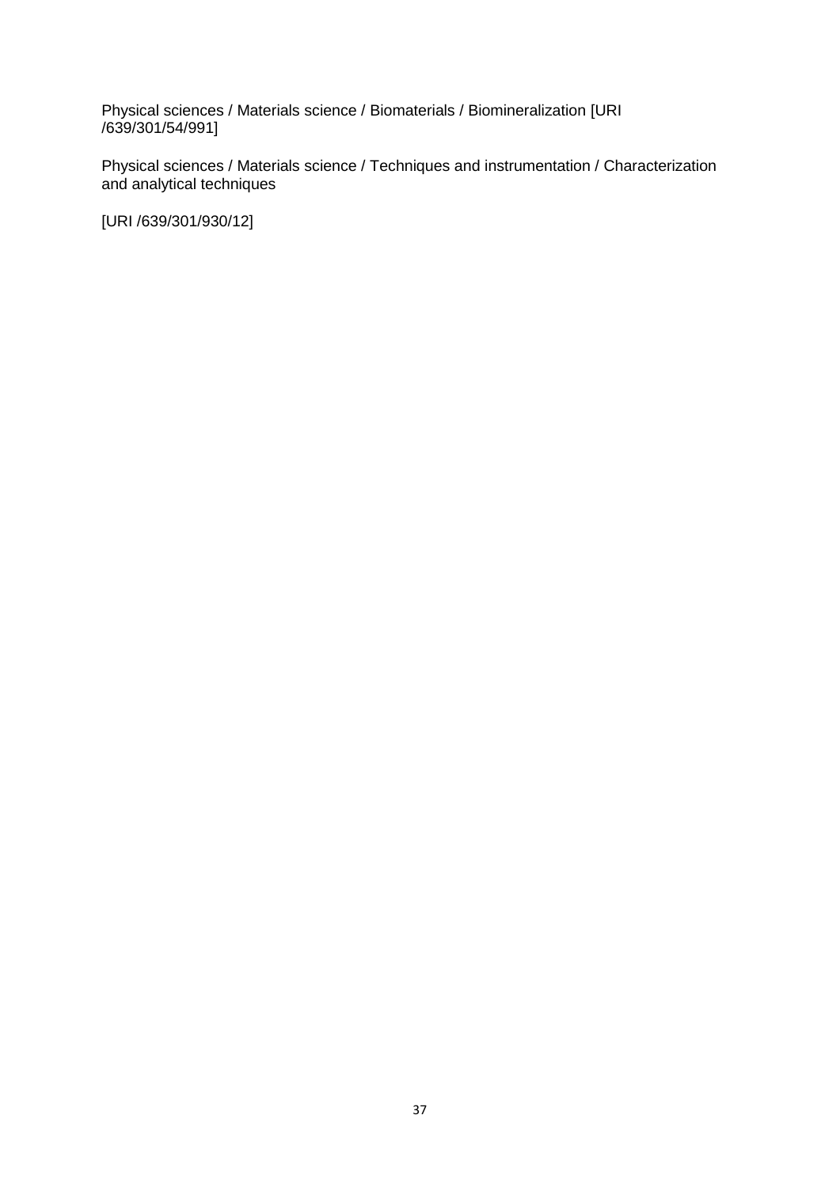Physical sciences / Materials science / Biomaterials / Biomineralization [URI /639/301/54/991]

Physical sciences / Materials science / Techniques and instrumentation / Characterization and analytical techniques

[URI /639/301/930/12]